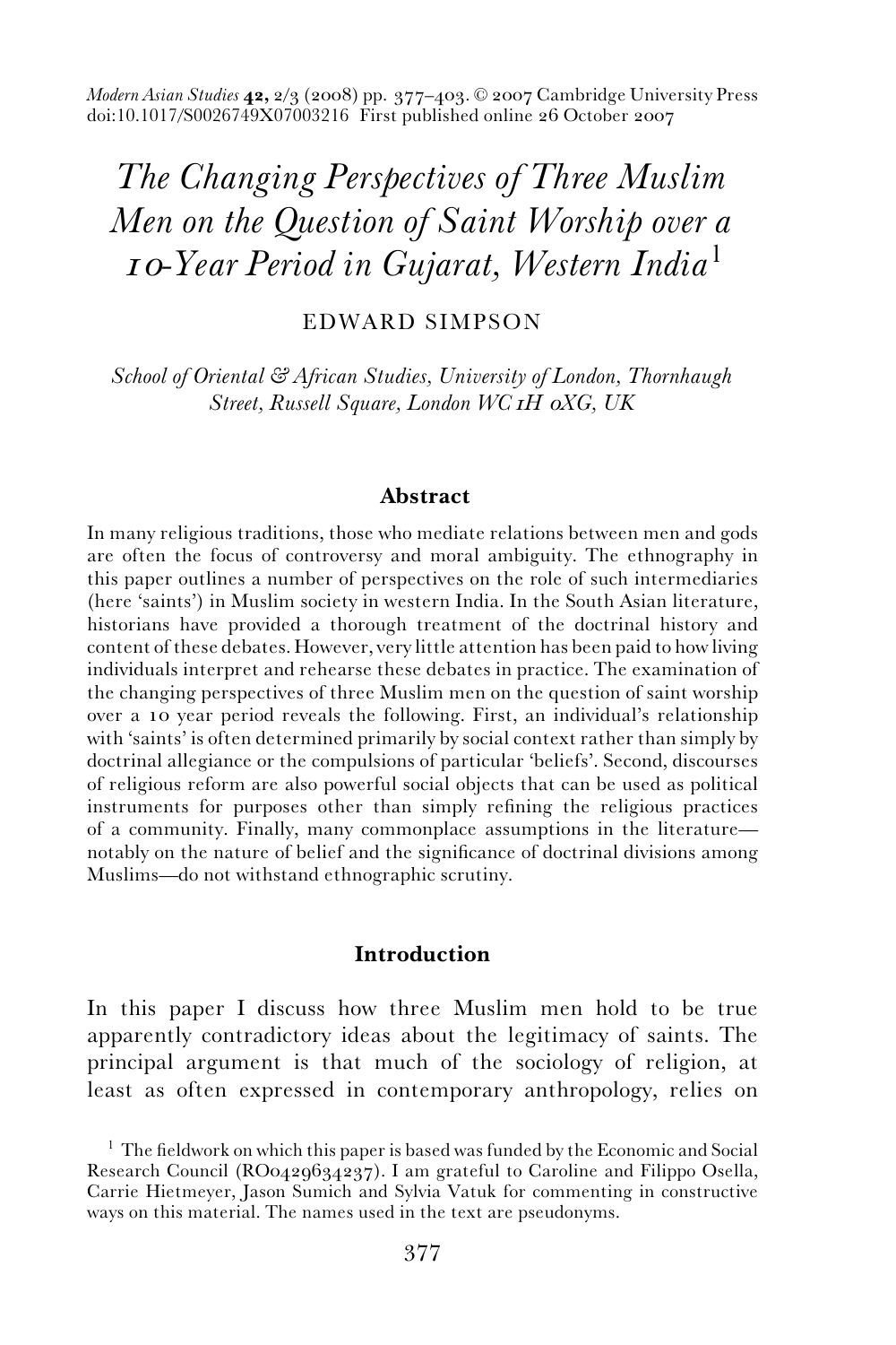*Modern Asian Studies* **42**, 2/3 (2008) pp. 377–403. © 2007 Cambridge University Press
doi:10.1017/S0026749X07003216 First published online 26 October 2007

# *The Changing Perspectives of Three Muslim Men on the Question of Saint Worship over a 10-Year Period in Gujarat, Western India*[1]

EDWARD SIMPSON

*School of Oriental & African Studies, University of London, Thornhaugh Street, Russell Square, London WC1H 0XG, UK*

## Abstract

In many religious traditions, those who mediate relations between men and gods are often the focus of controversy and moral ambiguity. The ethnography in this paper outlines a number of perspectives on the role of such intermediaries (here 'saints') in Muslim society in western India. In the South Asian literature, historians have provided a thorough treatment of the doctrinal history and content of these debates. However, very little attention has been paid to how living individuals interpret and rehearse these debates in practice. The examination of the changing perspectives of three Muslim men on the question of saint worship over a 10 year period reveals the following. First, an individual's relationship with 'saints' is often determined primarily by social context rather than simply by doctrinal allegiance or the compulsions of particular 'beliefs'. Second, discourses of religious reform are also powerful social objects that can be used as political instruments for purposes other than simply refining the religious practices of a community. Finally, many commonplace assumptions in the literature—notably on the nature of belief and the significance of doctrinal divisions among Muslims—do not withstand ethnographic scrutiny.

## Introduction

In this paper I discuss how three Muslim men hold to be true apparently contradictory ideas about the legitimacy of saints. The principal argument is that much of the sociology of religion, at least as often expressed in contemporary anthropology, relies on

[1] The fieldwork on which this paper is based was funded by the Economic and Social Research Council (RO0429634237). I am grateful to Caroline and Filippo Osella, Carrie Hietmeyer, Jason Sumich and Sylvia Vatuk for commenting in constructive ways on this material. The names used in the text are pseudonyms.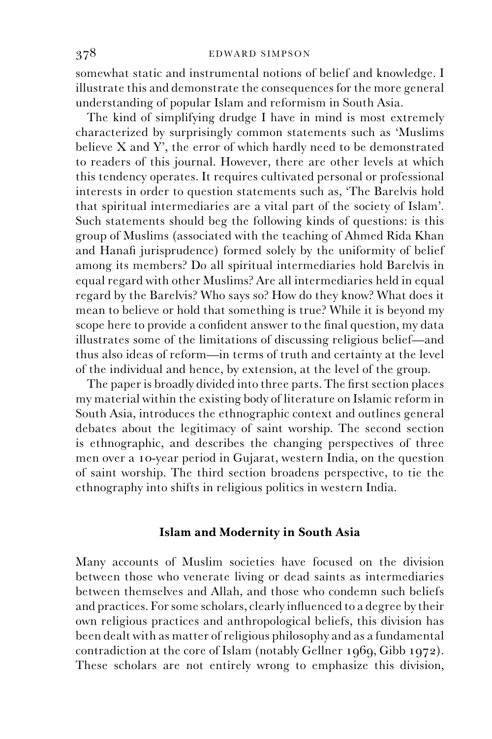somewhat static and instrumental notions of belief and knowledge. I illustrate this and demonstrate the consequences for the more general understanding of popular Islam and reformism in South Asia.

The kind of simplifying drudge I have in mind is most extremely characterized by surprisingly common statements such as 'Muslims believe X and Y', the error of which hardly need to be demonstrated to readers of this journal. However, there are other levels at which this tendency operates. It requires cultivated personal or professional interests in order to question statements such as, 'The Barelvis hold that spiritual intermediaries are a vital part of the society of Islam'. Such statements should beg the following kinds of questions: is this group of Muslims (associated with the teaching of Ahmed Rida Khan and Hanafi jurisprudence) formed solely by the uniformity of belief among its members? Do all spiritual intermediaries hold Barelvis in equal regard with other Muslims? Are all intermediaries held in equal regard by the Barelvis? Who says so? How do they know? What does it mean to believe or hold that something is true? While it is beyond my scope here to provide a confident answer to the final question, my data illustrates some of the limitations of discussing religious belief—and thus also ideas of reform—in terms of truth and certainty at the level of the individual and hence, by extension, at the level of the group.

The paper is broadly divided into three parts. The first section places my material within the existing body of literature on Islamic reform in South Asia, introduces the ethnographic context and outlines general debates about the legitimacy of saint worship. The second section is ethnographic, and describes the changing perspectives of three men over a 10-year period in Gujarat, western India, on the question of saint worship. The third section broadens perspective, to tie the ethnography into shifts in religious politics in western India.

## Islam and Modernity in South Asia

Many accounts of Muslim societies have focused on the division between those who venerate living or dead saints as intermediaries between themselves and Allah, and those who condemn such beliefs and practices. For some scholars, clearly influenced to a degree by their own religious practices and anthropological beliefs, this division has been dealt with as matter of religious philosophy and as a fundamental contradiction at the core of Islam (notably Gellner 1969, Gibb 1972). These scholars are not entirely wrong to emphasize this division,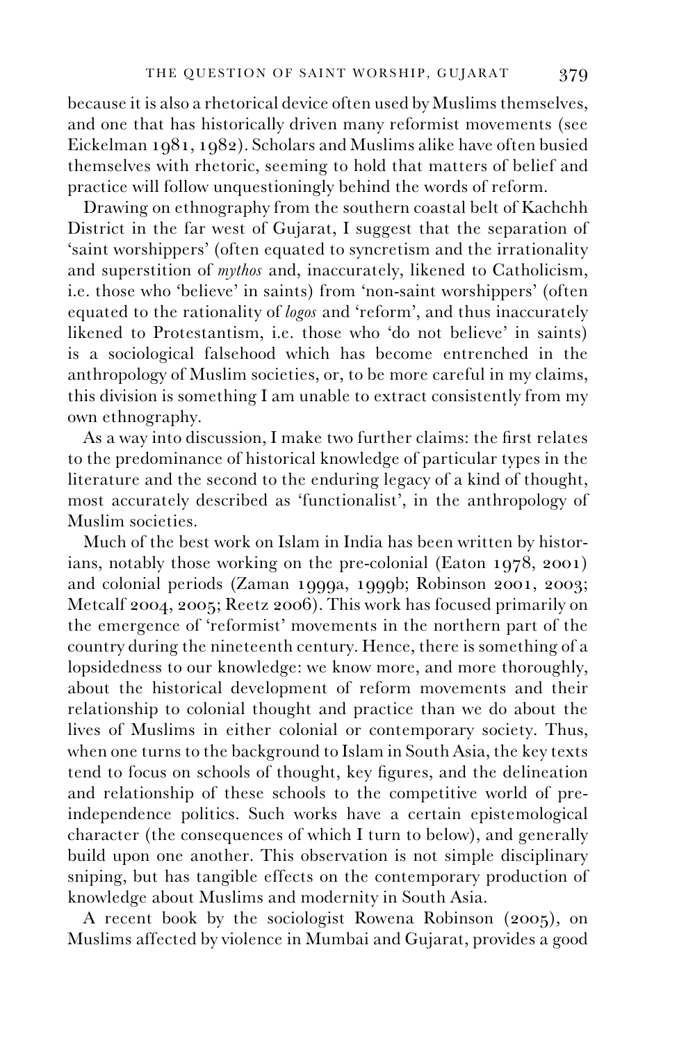because it is also a rhetorical device often used by Muslims themselves, and one that has historically driven many reformist movements (see Eickelman 1981, 1982). Scholars and Muslims alike have often busied themselves with rhetoric, seeming to hold that matters of belief and practice will follow unquestioningly behind the words of reform.

Drawing on ethnography from the southern coastal belt of Kachchh District in the far west of Gujarat, I suggest that the separation of 'saint worshippers' (often equated to syncretism and the irrationality and superstition of *mythos* and, inaccurately, likened to Catholicism, i.e. those who 'believe' in saints) from 'non-saint worshippers' (often equated to the rationality of *logos* and 'reform', and thus inaccurately likened to Protestantism, i.e. those who 'do not believe' in saints) is a sociological falsehood which has become entrenched in the anthropology of Muslim societies, or, to be more careful in my claims, this division is something I am unable to extract consistently from my own ethnography.

As a way into discussion, I make two further claims: the first relates to the predominance of historical knowledge of particular types in the literature and the second to the enduring legacy of a kind of thought, most accurately described as 'functionalist', in the anthropology of Muslim societies.

Much of the best work on Islam in India has been written by historians, notably those working on the pre-colonial (Eaton 1978, 2001) and colonial periods (Zaman 1999a, 1999b; Robinson 2001, 2003; Metcalf 2004, 2005; Reetz 2006). This work has focused primarily on the emergence of 'reformist' movements in the northern part of the country during the nineteenth century. Hence, there is something of a lopsidedness to our knowledge: we know more, and more thoroughly, about the historical development of reform movements and their relationship to colonial thought and practice than we do about the lives of Muslims in either colonial or contemporary society. Thus, when one turns to the background to Islam in South Asia, the key texts tend to focus on schools of thought, key figures, and the delineation and relationship of these schools to the competitive world of pre-independence politics. Such works have a certain epistemological character (the consequences of which I turn to below), and generally build upon one another. This observation is not simple disciplinary sniping, but has tangible effects on the contemporary production of knowledge about Muslims and modernity in South Asia.

A recent book by the sociologist Rowena Robinson (2005), on Muslims affected by violence in Mumbai and Gujarat, provides a good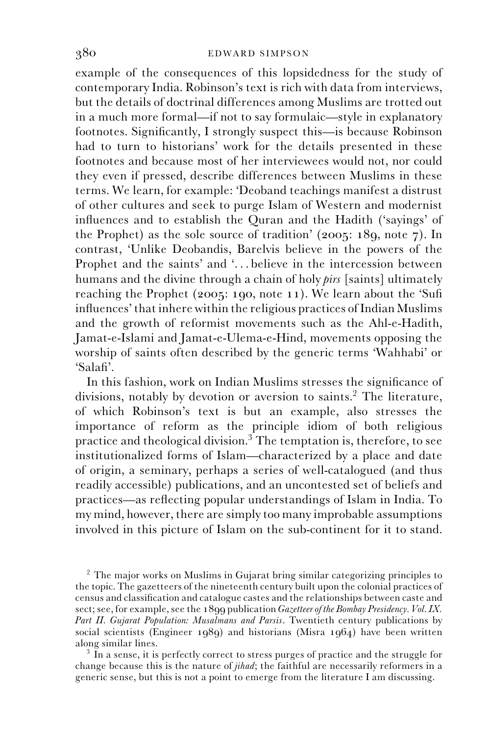example of the consequences of this lopsidedness for the study of contemporary India. Robinson's text is rich with data from interviews, but the details of doctrinal differences among Muslims are trotted out in a much more formal—if not to say formulaic—style in explanatory footnotes. Significantly, I strongly suspect this—is because Robinson had to turn to historians' work for the details presented in these footnotes and because most of her interviewees would not, nor could they even if pressed, describe differences between Muslims in these terms. We learn, for example: 'Deoband teachings manifest a distrust of other cultures and seek to purge Islam of Western and modernist influences and to establish the Quran and the Hadith ('sayings' of the Prophet) as the sole source of tradition' (2005: 189, note 7). In contrast, 'Unlike Deobandis, Barelvis believe in the powers of the Prophet and the saints' and '... believe in the intercession between humans and the divine through a chain of holy *pirs* [saints] ultimately reaching the Prophet (2005: 190, note 11). We learn about the 'Sufi influences' that inhere within the religious practices of Indian Muslims and the growth of reformist movements such as the Ahl-e-Hadith, Jamat-e-Islami and Jamat-e-Ulema-e-Hind, movements opposing the worship of saints often described by the generic terms 'Wahhabi' or 'Salafi'.

In this fashion, work on Indian Muslims stresses the significance of divisions, notably by devotion or aversion to saints.[2] The literature, of which Robinson's text is but an example, also stresses the importance of reform as the principle idiom of both religious practice and theological division.[3] The temptation is, therefore, to see institutionalized forms of Islam—characterized by a place and date of origin, a seminary, perhaps a series of well-catalogued (and thus readily accessible) publications, and an uncontested set of beliefs and practices—as reflecting popular understandings of Islam in India. To my mind, however, there are simply too many improbable assumptions involved in this picture of Islam on the sub-continent for it to stand.

[2] The major works on Muslims in Gujarat bring similar categorizing principles to the topic. The gazetteers of the nineteenth century built upon the colonial practices of census and classification and catalogue castes and the relationships between caste and sect; see, for example, see the 1899 publication *Gazetteer of the Bombay Presidency. Vol. IX. Part II. Gujarat Population: Musalmans and Parsis*. Twentieth century publications by social scientists (Engineer 1989) and historians (Misra 1964) have been written along similar lines.

[3] In a sense, it is perfectly correct to stress purges of practice and the struggle for change because this is the nature of *jihad*; the faithful are necessarily reformers in a generic sense, but this is not a point to emerge from the literature I am discussing.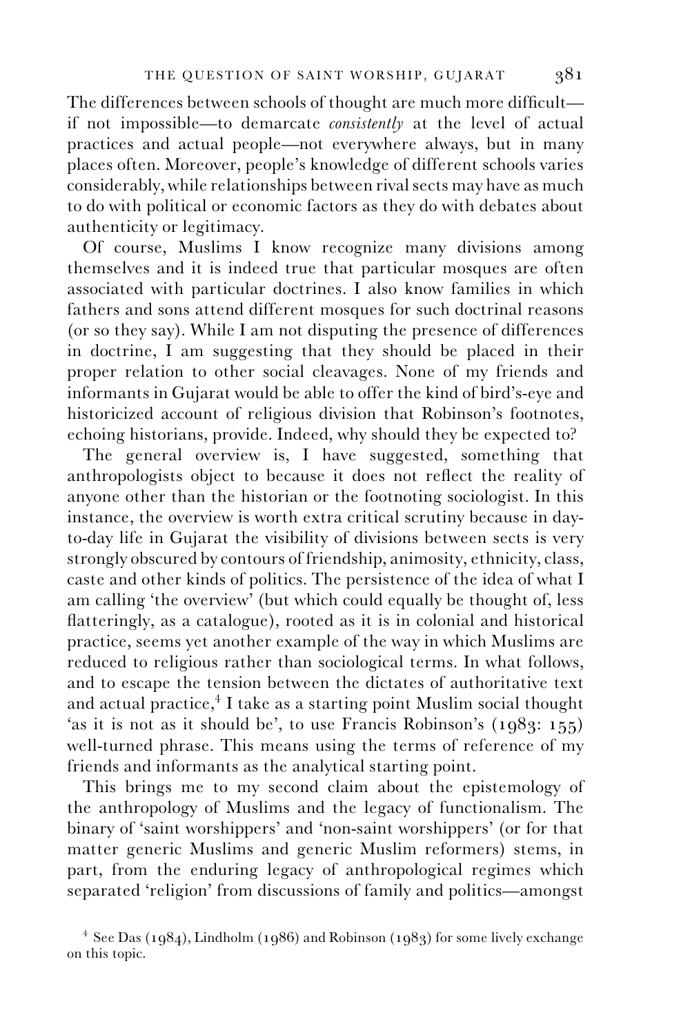The differences between schools of thought are much more difficult—if not impossible—to demarcate *consistently* at the level of actual practices and actual people—not everywhere always, but in many places often. Moreover, people's knowledge of different schools varies considerably, while relationships between rival sects may have as much to do with political or economic factors as they do with debates about authenticity or legitimacy.

Of course, Muslims I know recognize many divisions among themselves and it is indeed true that particular mosques are often associated with particular doctrines. I also know families in which fathers and sons attend different mosques for such doctrinal reasons (or so they say). While I am not disputing the presence of differences in doctrine, I am suggesting that they should be placed in their proper relation to other social cleavages. None of my friends and informants in Gujarat would be able to offer the kind of bird's-eye and historicized account of religious division that Robinson's footnotes, echoing historians, provide. Indeed, why should they be expected to?

The general overview is, I have suggested, something that anthropologists object to because it does not reflect the reality of anyone other than the historian or the footnoting sociologist. In this instance, the overview is worth extra critical scrutiny because in day-to-day life in Gujarat the visibility of divisions between sects is very strongly obscured by contours of friendship, animosity, ethnicity, class, caste and other kinds of politics. The persistence of the idea of what I am calling 'the overview' (but which could equally be thought of, less flatteringly, as a catalogue), rooted as it is in colonial and historical practice, seems yet another example of the way in which Muslims are reduced to religious rather than sociological terms. In what follows, and to escape the tension between the dictates of authoritative text and actual practice,[4] I take as a starting point Muslim social thought 'as it is not as it should be', to use Francis Robinson's (1983: 155) well-turned phrase. This means using the terms of reference of my friends and informants as the analytical starting point.

This brings me to my second claim about the epistemology of the anthropology of Muslims and the legacy of functionalism. The binary of 'saint worshippers' and 'non-saint worshippers' (or for that matter generic Muslims and generic Muslim reformers) stems, in part, from the enduring legacy of anthropological regimes which separated 'religion' from discussions of family and politics—amongst

[4] See Das (1984), Lindholm (1986) and Robinson (1983) for some lively exchange on this topic.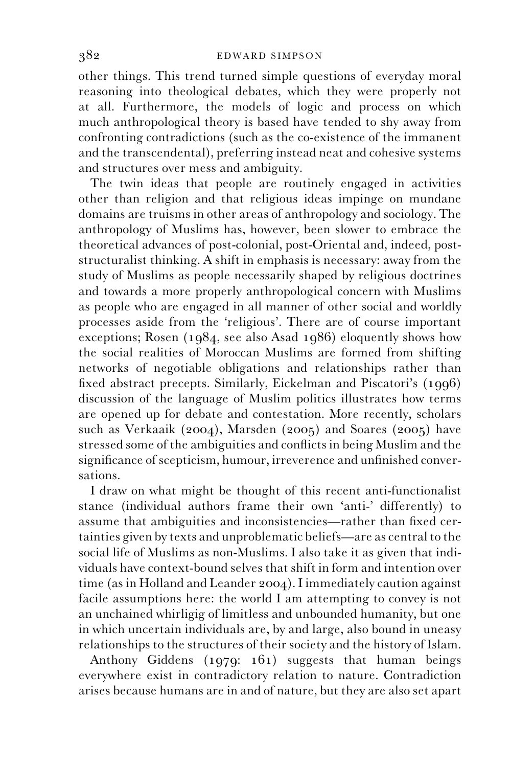other things. This trend turned simple questions of everyday moral reasoning into theological debates, which they were properly not at all. Furthermore, the models of logic and process on which much anthropological theory is based have tended to shy away from confronting contradictions (such as the co-existence of the immanent and the transcendental), preferring instead neat and cohesive systems and structures over mess and ambiguity.

The twin ideas that people are routinely engaged in activities other than religion and that religious ideas impinge on mundane domains are truisms in other areas of anthropology and sociology. The anthropology of Muslims has, however, been slower to embrace the theoretical advances of post-colonial, post-Oriental and, indeed, post-structuralist thinking. A shift in emphasis is necessary: away from the study of Muslims as people necessarily shaped by religious doctrines and towards a more properly anthropological concern with Muslims as people who are engaged in all manner of other social and worldly processes aside from the 'religious'. There are of course important exceptions; Rosen (1984, see also Asad 1986) eloquently shows how the social realities of Moroccan Muslims are formed from shifting networks of negotiable obligations and relationships rather than fixed abstract precepts. Similarly, Eickelman and Piscatori's (1996) discussion of the language of Muslim politics illustrates how terms are opened up for debate and contestation. More recently, scholars such as Verkaaik (2004), Marsden (2005) and Soares (2005) have stressed some of the ambiguities and conflicts in being Muslim and the significance of scepticism, humour, irreverence and unfinished conversations.

I draw on what might be thought of this recent anti-functionalist stance (individual authors frame their own 'anti-' differently) to assume that ambiguities and inconsistencies—rather than fixed certainties given by texts and unproblematic beliefs—are as central to the social life of Muslims as non-Muslims. I also take it as given that individuals have context-bound selves that shift in form and intention over time (as in Holland and Leander 2004). I immediately caution against facile assumptions here: the world I am attempting to convey is not an unchained whirligig of limitless and unbounded humanity, but one in which uncertain individuals are, by and large, also bound in uneasy relationships to the structures of their society and the history of Islam.

Anthony Giddens (1979: 161) suggests that human beings everywhere exist in contradictory relation to nature. Contradiction arises because humans are in and of nature, but they are also set apart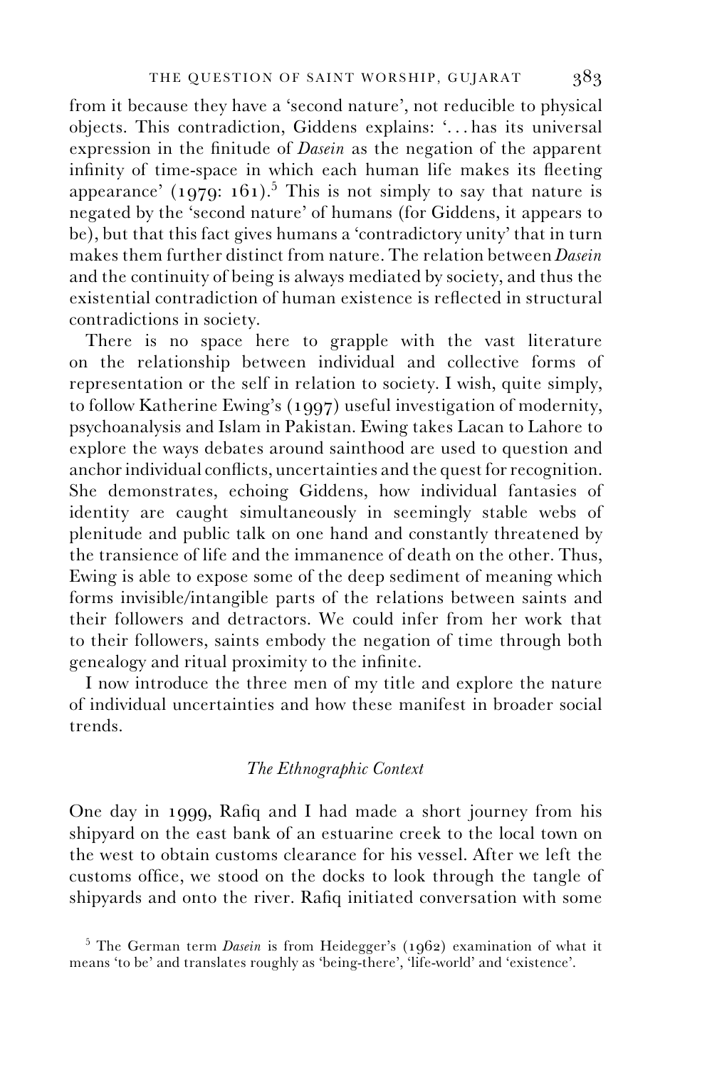from it because they have a 'second nature', not reducible to physical objects. This contradiction, Giddens explains: '. . . has its universal expression in the finitude of *Dasein* as the negation of the apparent infinity of time-space in which each human life makes its fleeting appearance' (1979: 161).[5] This is not simply to say that nature is negated by the 'second nature' of humans (for Giddens, it appears to be), but that this fact gives humans a 'contradictory unity' that in turn makes them further distinct from nature. The relation between *Dasein* and the continuity of being is always mediated by society, and thus the existential contradiction of human existence is reflected in structural contradictions in society.

There is no space here to grapple with the vast literature on the relationship between individual and collective forms of representation or the self in relation to society. I wish, quite simply, to follow Katherine Ewing's (1997) useful investigation of modernity, psychoanalysis and Islam in Pakistan. Ewing takes Lacan to Lahore to explore the ways debates around sainthood are used to question and anchor individual conflicts, uncertainties and the quest for recognition. She demonstrates, echoing Giddens, how individual fantasies of identity are caught simultaneously in seemingly stable webs of plenitude and public talk on one hand and constantly threatened by the transience of life and the immanence of death on the other. Thus, Ewing is able to expose some of the deep sediment of meaning which forms invisible/intangible parts of the relations between saints and their followers and detractors. We could infer from her work that to their followers, saints embody the negation of time through both genealogy and ritual proximity to the infinite.

I now introduce the three men of my title and explore the nature of individual uncertainties and how these manifest in broader social trends.

### *The Ethnographic Context*

One day in 1999, Rafiq and I had made a short journey from his shipyard on the east bank of an estuarine creek to the local town on the west to obtain customs clearance for his vessel. After we left the customs office, we stood on the docks to look through the tangle of shipyards and onto the river. Rafiq initiated conversation with some

[5] The German term *Dasein* is from Heidegger's (1962) examination of what it means 'to be' and translates roughly as 'being-there', 'life-world' and 'existence'.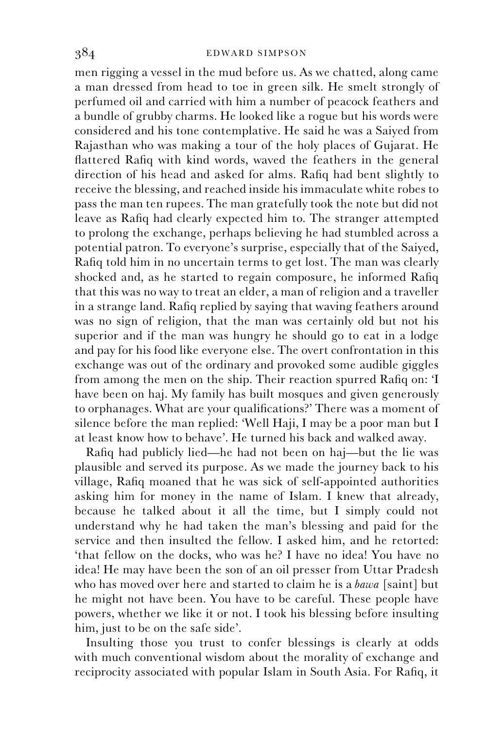men rigging a vessel in the mud before us. As we chatted, along came a man dressed from head to toe in green silk. He smelt strongly of perfumed oil and carried with him a number of peacock feathers and a bundle of grubby charms. He looked like a rogue but his words were considered and his tone contemplative. He said he was a Saiyed from Rajasthan who was making a tour of the holy places of Gujarat. He flattered Rafiq with kind words, waved the feathers in the general direction of his head and asked for alms. Rafiq had bent slightly to receive the blessing, and reached inside his immaculate white robes to pass the man ten rupees. The man gratefully took the note but did not leave as Rafiq had clearly expected him to. The stranger attempted to prolong the exchange, perhaps believing he had stumbled across a potential patron. To everyone's surprise, especially that of the Saiyed, Rafiq told him in no uncertain terms to get lost. The man was clearly shocked and, as he started to regain composure, he informed Rafiq that this was no way to treat an elder, a man of religion and a traveller in a strange land. Rafiq replied by saying that waving feathers around was no sign of religion, that the man was certainly old but not his superior and if the man was hungry he should go to eat in a lodge and pay for his food like everyone else. The overt confrontation in this exchange was out of the ordinary and provoked some audible giggles from among the men on the ship. Their reaction spurred Rafiq on: 'I have been on haj. My family has built mosques and given generously to orphanages. What are your qualifications?' There was a moment of silence before the man replied: 'Well Haji, I may be a poor man but I at least know how to behave'. He turned his back and walked away.

Rafiq had publicly lied—he had not been on haj—but the lie was plausible and served its purpose. As we made the journey back to his village, Rafiq moaned that he was sick of self-appointed authorities asking him for money in the name of Islam. I knew that already, because he talked about it all the time, but I simply could not understand why he had taken the man's blessing and paid for the service and then insulted the fellow. I asked him, and he retorted: 'that fellow on the docks, who was he? I have no idea! You have no idea! He may have been the son of an oil presser from Uttar Pradesh who has moved over here and started to claim he is a *bawa* [saint] but he might not have been. You have to be careful. These people have powers, whether we like it or not. I took his blessing before insulting him, just to be on the safe side'.

Insulting those you trust to confer blessings is clearly at odds with much conventional wisdom about the morality of exchange and reciprocity associated with popular Islam in South Asia. For Rafiq, it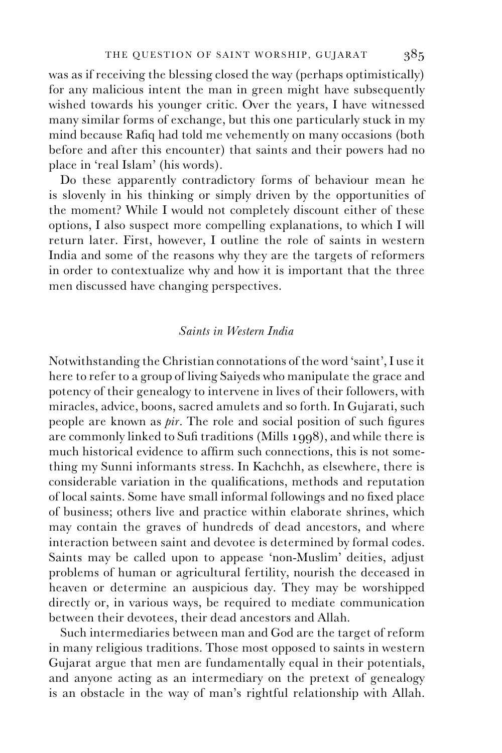was as if receiving the blessing closed the way (perhaps optimistically) for any malicious intent the man in green might have subsequently wished towards his younger critic. Over the years, I have witnessed many similar forms of exchange, but this one particularly stuck in my mind because Rafiq had told me vehemently on many occasions (both before and after this encounter) that saints and their powers had no place in 'real Islam' (his words).

Do these apparently contradictory forms of behaviour mean he is slovenly in his thinking or simply driven by the opportunities of the moment? While I would not completely discount either of these options, I also suspect more compelling explanations, to which I will return later. First, however, I outline the role of saints in western India and some of the reasons why they are the targets of reformers in order to contextualize why and how it is important that the three men discussed have changing perspectives.

## *Saints in Western India*

Notwithstanding the Christian connotations of the word 'saint', I use it here to refer to a group of living Saiyeds who manipulate the grace and potency of their genealogy to intervene in lives of their followers, with miracles, advice, boons, sacred amulets and so forth. In Gujarati, such people are known as *pir*. The role and social position of such figures are commonly linked to Sufi traditions (Mills 1998), and while there is much historical evidence to affirm such connections, this is not something my Sunni informants stress. In Kachchh, as elsewhere, there is considerable variation in the qualifications, methods and reputation of local saints. Some have small informal followings and no fixed place of business; others live and practice within elaborate shrines, which may contain the graves of hundreds of dead ancestors, and where interaction between saint and devotee is determined by formal codes. Saints may be called upon to appease 'non-Muslim' deities, adjust problems of human or agricultural fertility, nourish the deceased in heaven or determine an auspicious day. They may be worshipped directly or, in various ways, be required to mediate communication between their devotees, their dead ancestors and Allah.

Such intermediaries between man and God are the target of reform in many religious traditions. Those most opposed to saints in western Gujarat argue that men are fundamentally equal in their potentials, and anyone acting as an intermediary on the pretext of genealogy is an obstacle in the way of man's rightful relationship with Allah.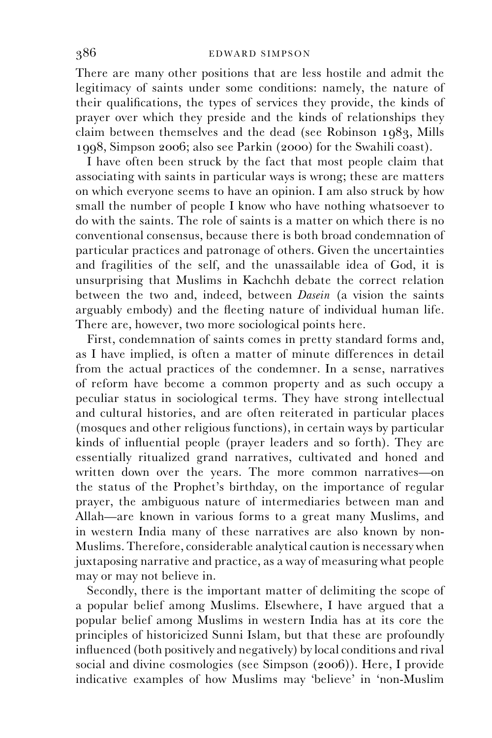There are many other positions that are less hostile and admit the legitimacy of saints under some conditions: namely, the nature of their qualifications, the types of services they provide, the kinds of prayer over which they preside and the kinds of relationships they claim between themselves and the dead (see Robinson 1983, Mills 1998, Simpson 2006; also see Parkin (2000) for the Swahili coast).

I have often been struck by the fact that most people claim that associating with saints in particular ways is wrong; these are matters on which everyone seems to have an opinion. I am also struck by how small the number of people I know who have nothing whatsoever to do with the saints. The role of saints is a matter on which there is no conventional consensus, because there is both broad condemnation of particular practices and patronage of others. Given the uncertainties and fragilities of the self, and the unassailable idea of God, it is unsurprising that Muslims in Kachchh debate the correct relation between the two and, indeed, between *Dasein* (a vision the saints arguably embody) and the fleeting nature of individual human life. There are, however, two more sociological points here.

First, condemnation of saints comes in pretty standard forms and, as I have implied, is often a matter of minute differences in detail from the actual practices of the condemner. In a sense, narratives of reform have become a common property and as such occupy a peculiar status in sociological terms. They have strong intellectual and cultural histories, and are often reiterated in particular places (mosques and other religious functions), in certain ways by particular kinds of influential people (prayer leaders and so forth). They are essentially ritualized grand narratives, cultivated and honed and written down over the years. The more common narratives—on the status of the Prophet's birthday, on the importance of regular prayer, the ambiguous nature of intermediaries between man and Allah—are known in various forms to a great many Muslims, and in western India many of these narratives are also known by non-Muslims. Therefore, considerable analytical caution is necessary when juxtaposing narrative and practice, as a way of measuring what people may or may not believe in.

Secondly, there is the important matter of delimiting the scope of a popular belief among Muslims. Elsewhere, I have argued that a popular belief among Muslims in western India has at its core the principles of historicized Sunni Islam, but that these are profoundly influenced (both positively and negatively) by local conditions and rival social and divine cosmologies (see Simpson (2006)). Here, I provide indicative examples of how Muslims may 'believe' in 'non-Muslim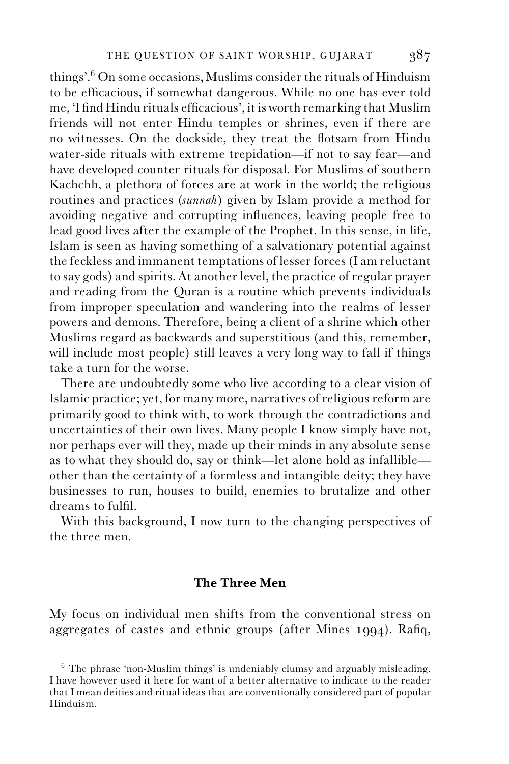things'.[6] On some occasions, Muslims consider the rituals of Hinduism to be efficacious, if somewhat dangerous. While no one has ever told me, 'I find Hindu rituals efficacious', it is worth remarking that Muslim friends will not enter Hindu temples or shrines, even if there are no witnesses. On the dockside, they treat the flotsam from Hindu water-side rituals with extreme trepidation—if not to say fear—and have developed counter rituals for disposal. For Muslims of southern Kachchh, a plethora of forces are at work in the world; the religious routines and practices (*sunnah*) given by Islam provide a method for avoiding negative and corrupting influences, leaving people free to lead good lives after the example of the Prophet. In this sense, in life, Islam is seen as having something of a salvationary potential against the feckless and immanent temptations of lesser forces (I am reluctant to say gods) and spirits. At another level, the practice of regular prayer and reading from the Quran is a routine which prevents individuals from improper speculation and wandering into the realms of lesser powers and demons. Therefore, being a client of a shrine which other Muslims regard as backwards and superstitious (and this, remember, will include most people) still leaves a very long way to fall if things take a turn for the worse.

There are undoubtedly some who live according to a clear vision of Islamic practice; yet, for many more, narratives of religious reform are primarily good to think with, to work through the contradictions and uncertainties of their own lives. Many people I know simply have not, nor perhaps ever will they, made up their minds in any absolute sense as to what they should do, say or think—let alone hold as infallible—other than the certainty of a formless and intangible deity; they have businesses to run, houses to build, enemies to brutalize and other dreams to fulfil.

With this background, I now turn to the changing perspectives of the three men.

## The Three Men

My focus on individual men shifts from the conventional stress on aggregates of castes and ethnic groups (after Mines 1994). Rafiq,

[6] The phrase 'non-Muslim things' is undeniably clumsy and arguably misleading. I have however used it here for want of a better alternative to indicate to the reader that I mean deities and ritual ideas that are conventionally considered part of popular Hinduism.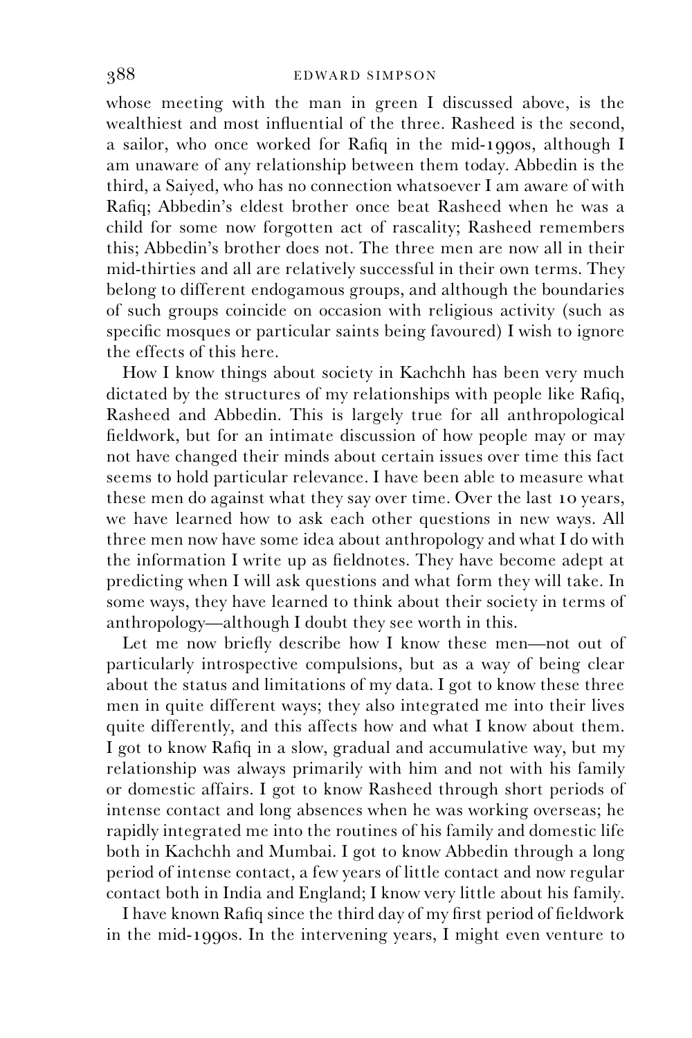whose meeting with the man in green I discussed above, is the wealthiest and most influential of the three. Rasheed is the second, a sailor, who once worked for Rafiq in the mid-1990s, although I am unaware of any relationship between them today. Abbedin is the third, a Saiyed, who has no connection whatsoever I am aware of with Rafiq; Abbedin's eldest brother once beat Rasheed when he was a child for some now forgotten act of rascality; Rasheed remembers this; Abbedin's brother does not. The three men are now all in their mid-thirties and all are relatively successful in their own terms. They belong to different endogamous groups, and although the boundaries of such groups coincide on occasion with religious activity (such as specific mosques or particular saints being favoured) I wish to ignore the effects of this here.

How I know things about society in Kachchh has been very much dictated by the structures of my relationships with people like Rafiq, Rasheed and Abbedin. This is largely true for all anthropological fieldwork, but for an intimate discussion of how people may or may not have changed their minds about certain issues over time this fact seems to hold particular relevance. I have been able to measure what these men do against what they say over time. Over the last 10 years, we have learned how to ask each other questions in new ways. All three men now have some idea about anthropology and what I do with the information I write up as fieldnotes. They have become adept at predicting when I will ask questions and what form they will take. In some ways, they have learned to think about their society in terms of anthropology—although I doubt they see worth in this.

Let me now briefly describe how I know these men—not out of particularly introspective compulsions, but as a way of being clear about the status and limitations of my data. I got to know these three men in quite different ways; they also integrated me into their lives quite differently, and this affects how and what I know about them. I got to know Rafiq in a slow, gradual and accumulative way, but my relationship was always primarily with him and not with his family or domestic affairs. I got to know Rasheed through short periods of intense contact and long absences when he was working overseas; he rapidly integrated me into the routines of his family and domestic life both in Kachchh and Mumbai. I got to know Abbedin through a long period of intense contact, a few years of little contact and now regular contact both in India and England; I know very little about his family.

I have known Rafiq since the third day of my first period of fieldwork in the mid-1990s. In the intervening years, I might even venture to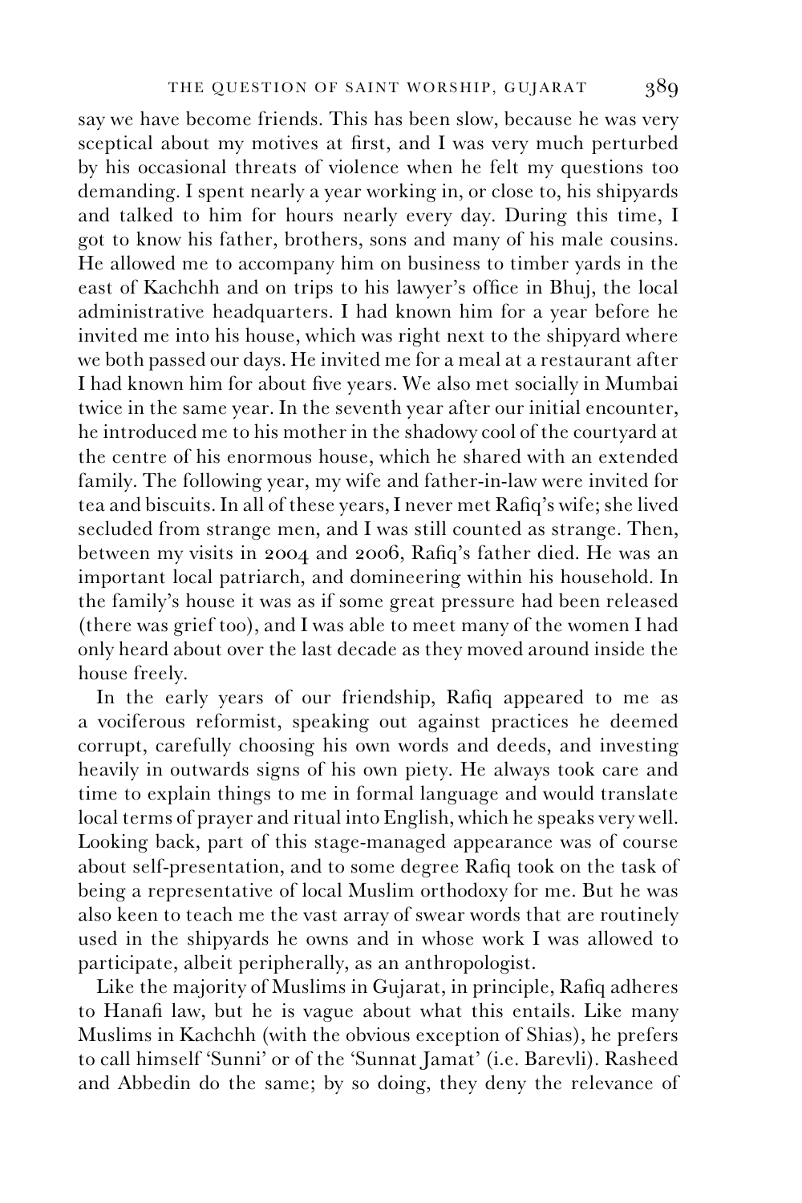say we have become friends. This has been slow, because he was very sceptical about my motives at first, and I was very much perturbed by his occasional threats of violence when he felt my questions too demanding. I spent nearly a year working in, or close to, his shipyards and talked to him for hours nearly every day. During this time, I got to know his father, brothers, sons and many of his male cousins. He allowed me to accompany him on business to timber yards in the east of Kachchh and on trips to his lawyer's office in Bhuj, the local administrative headquarters. I had known him for a year before he invited me into his house, which was right next to the shipyard where we both passed our days. He invited me for a meal at a restaurant after I had known him for about five years. We also met socially in Mumbai twice in the same year. In the seventh year after our initial encounter, he introduced me to his mother in the shadowy cool of the courtyard at the centre of his enormous house, which he shared with an extended family. The following year, my wife and father-in-law were invited for tea and biscuits. In all of these years, I never met Rafiq's wife; she lived secluded from strange men, and I was still counted as strange. Then, between my visits in 2004 and 2006, Rafiq's father died. He was an important local patriarch, and domineering within his household. In the family's house it was as if some great pressure had been released (there was grief too), and I was able to meet many of the women I had only heard about over the last decade as they moved around inside the house freely.

In the early years of our friendship, Rafiq appeared to me as a vociferous reformist, speaking out against practices he deemed corrupt, carefully choosing his own words and deeds, and investing heavily in outwards signs of his own piety. He always took care and time to explain things to me in formal language and would translate local terms of prayer and ritual into English, which he speaks very well. Looking back, part of this stage-managed appearance was of course about self-presentation, and to some degree Rafiq took on the task of being a representative of local Muslim orthodoxy for me. But he was also keen to teach me the vast array of swear words that are routinely used in the shipyards he owns and in whose work I was allowed to participate, albeit peripherally, as an anthropologist.

Like the majority of Muslims in Gujarat, in principle, Rafiq adheres to Hanafi law, but he is vague about what this entails. Like many Muslims in Kachchh (with the obvious exception of Shias), he prefers to call himself 'Sunni' or of the 'Sunnat Jamat' (i.e. Barevli). Rasheed and Abbedin do the same; by so doing, they deny the relevance of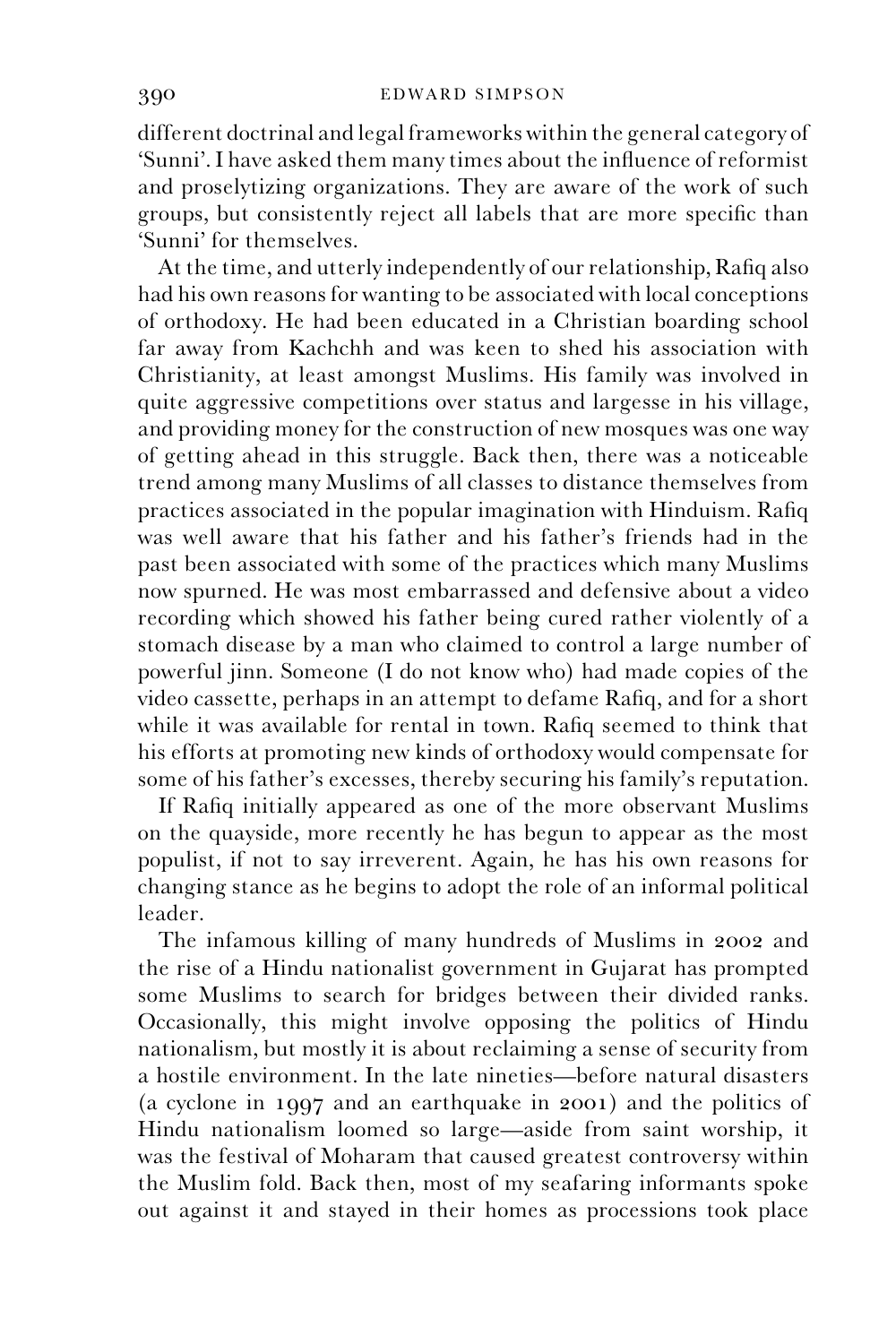different doctrinal and legal frameworks within the general category of 'Sunni'. I have asked them many times about the influence of reformist and proselytizing organizations. They are aware of the work of such groups, but consistently reject all labels that are more specific than 'Sunni' for themselves.

At the time, and utterly independently of our relationship, Rafiq also had his own reasons for wanting to be associated with local conceptions of orthodoxy. He had been educated in a Christian boarding school far away from Kachchh and was keen to shed his association with Christianity, at least amongst Muslims. His family was involved in quite aggressive competitions over status and largesse in his village, and providing money for the construction of new mosques was one way of getting ahead in this struggle. Back then, there was a noticeable trend among many Muslims of all classes to distance themselves from practices associated in the popular imagination with Hinduism. Rafiq was well aware that his father and his father's friends had in the past been associated with some of the practices which many Muslims now spurned. He was most embarrassed and defensive about a video recording which showed his father being cured rather violently of a stomach disease by a man who claimed to control a large number of powerful jinn. Someone (I do not know who) had made copies of the video cassette, perhaps in an attempt to defame Rafiq, and for a short while it was available for rental in town. Rafiq seemed to think that his efforts at promoting new kinds of orthodoxy would compensate for some of his father's excesses, thereby securing his family's reputation.

If Rafiq initially appeared as one of the more observant Muslims on the quayside, more recently he has begun to appear as the most populist, if not to say irreverent. Again, he has his own reasons for changing stance as he begins to adopt the role of an informal political leader.

The infamous killing of many hundreds of Muslims in 2002 and the rise of a Hindu nationalist government in Gujarat has prompted some Muslims to search for bridges between their divided ranks. Occasionally, this might involve opposing the politics of Hindu nationalism, but mostly it is about reclaiming a sense of security from a hostile environment. In the late nineties—before natural disasters (a cyclone in 1997 and an earthquake in 2001) and the politics of Hindu nationalism loomed so large—aside from saint worship, it was the festival of Moharam that caused greatest controversy within the Muslim fold. Back then, most of my seafaring informants spoke out against it and stayed in their homes as processions took place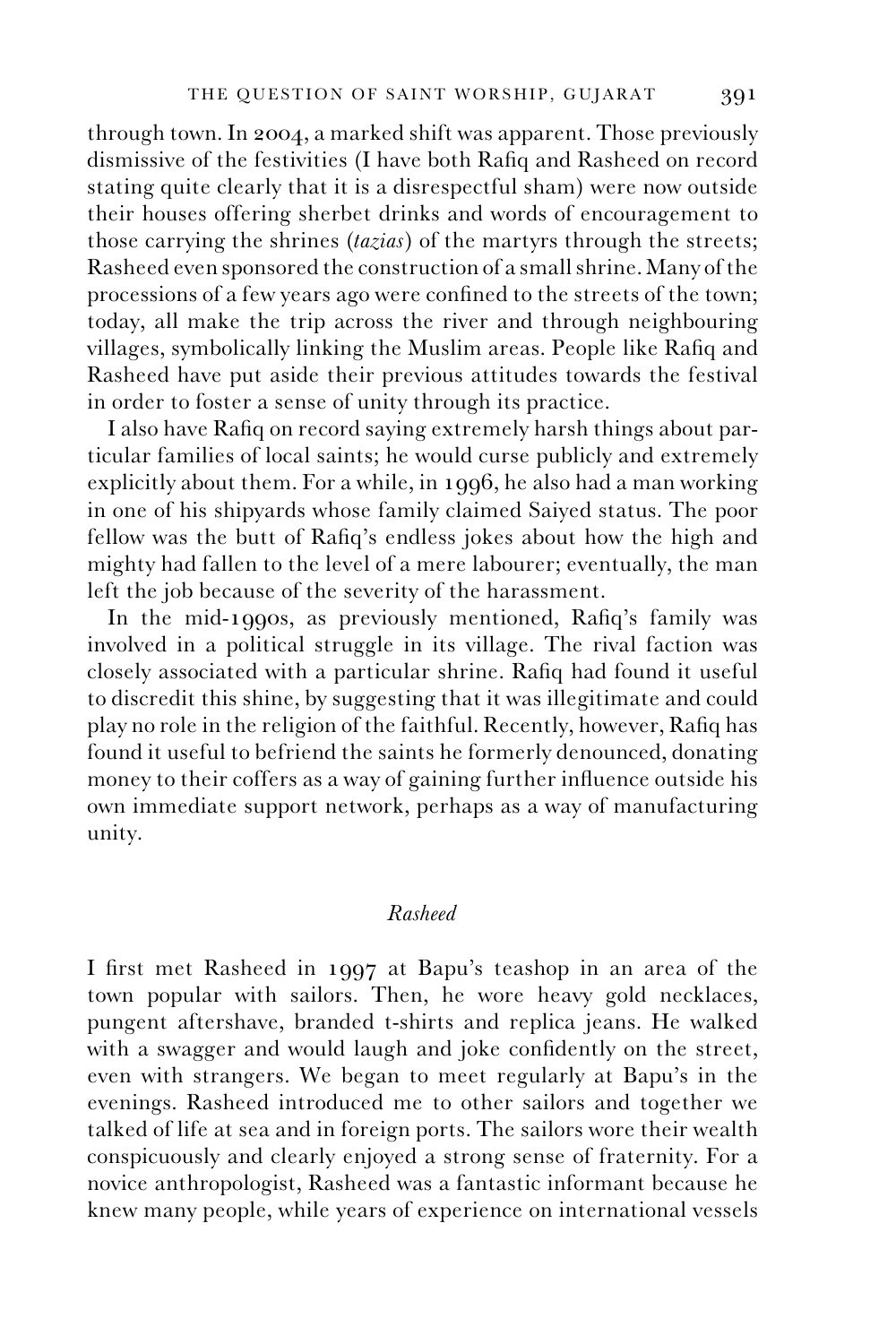through town. In 2004, a marked shift was apparent. Those previously dismissive of the festivities (I have both Rafiq and Rasheed on record stating quite clearly that it is a disrespectful sham) were now outside their houses offering sherbet drinks and words of encouragement to those carrying the shrines (*tazias*) of the martyrs through the streets; Rasheed even sponsored the construction of a small shrine. Many of the processions of a few years ago were confined to the streets of the town; today, all make the trip across the river and through neighbouring villages, symbolically linking the Muslim areas. People like Rafiq and Rasheed have put aside their previous attitudes towards the festival in order to foster a sense of unity through its practice.

I also have Rafiq on record saying extremely harsh things about particular families of local saints; he would curse publicly and extremely explicitly about them. For a while, in 1996, he also had a man working in one of his shipyards whose family claimed Saiyed status. The poor fellow was the butt of Rafiq's endless jokes about how the high and mighty had fallen to the level of a mere labourer; eventually, the man left the job because of the severity of the harassment.

In the mid-1990s, as previously mentioned, Rafiq's family was involved in a political struggle in its village. The rival faction was closely associated with a particular shrine. Rafiq had found it useful to discredit this shine, by suggesting that it was illegitimate and could play no role in the religion of the faithful. Recently, however, Rafiq has found it useful to befriend the saints he formerly denounced, donating money to their coffers as a way of gaining further influence outside his own immediate support network, perhaps as a way of manufacturing unity.

### *Rasheed*

I first met Rasheed in 1997 at Bapu's teashop in an area of the town popular with sailors. Then, he wore heavy gold necklaces, pungent aftershave, branded t-shirts and replica jeans. He walked with a swagger and would laugh and joke confidently on the street, even with strangers. We began to meet regularly at Bapu's in the evenings. Rasheed introduced me to other sailors and together we talked of life at sea and in foreign ports. The sailors wore their wealth conspicuously and clearly enjoyed a strong sense of fraternity. For a novice anthropologist, Rasheed was a fantastic informant because he knew many people, while years of experience on international vessels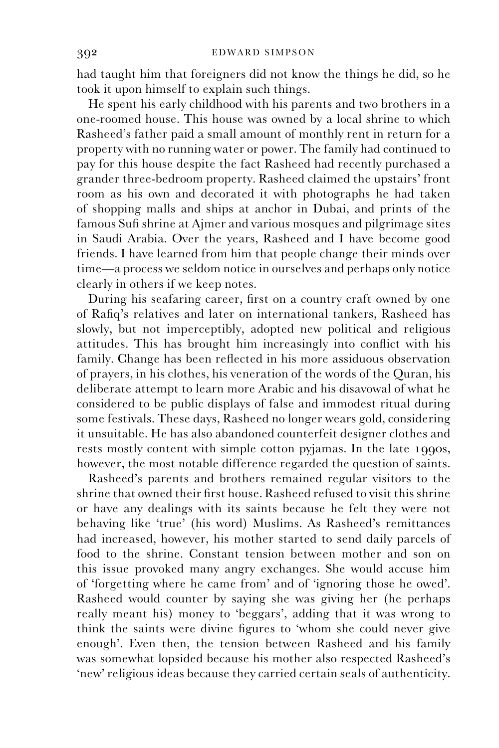had taught him that foreigners did not know the things he did, so he took it upon himself to explain such things.

He spent his early childhood with his parents and two brothers in a one-roomed house. This house was owned by a local shrine to which Rasheed's father paid a small amount of monthly rent in return for a property with no running water or power. The family had continued to pay for this house despite the fact Rasheed had recently purchased a grander three-bedroom property. Rasheed claimed the upstairs' front room as his own and decorated it with photographs he had taken of shopping malls and ships at anchor in Dubai, and prints of the famous Sufi shrine at Ajmer and various mosques and pilgrimage sites in Saudi Arabia. Over the years, Rasheed and I have become good friends. I have learned from him that people change their minds over time—a process we seldom notice in ourselves and perhaps only notice clearly in others if we keep notes.

During his seafaring career, first on a country craft owned by one of Rafiq's relatives and later on international tankers, Rasheed has slowly, but not imperceptibly, adopted new political and religious attitudes. This has brought him increasingly into conflict with his family. Change has been reflected in his more assiduous observation of prayers, in his clothes, his veneration of the words of the Quran, his deliberate attempt to learn more Arabic and his disavowal of what he considered to be public displays of false and immodest ritual during some festivals. These days, Rasheed no longer wears gold, considering it unsuitable. He has also abandoned counterfeit designer clothes and rests mostly content with simple cotton pyjamas. In the late 1990s, however, the most notable difference regarded the question of saints.

Rasheed's parents and brothers remained regular visitors to the shrine that owned their first house. Rasheed refused to visit this shrine or have any dealings with its saints because he felt they were not behaving like 'true' (his word) Muslims. As Rasheed's remittances had increased, however, his mother started to send daily parcels of food to the shrine. Constant tension between mother and son on this issue provoked many angry exchanges. She would accuse him of 'forgetting where he came from' and of 'ignoring those he owed'. Rasheed would counter by saying she was giving her (he perhaps really meant his) money to 'beggars', adding that it was wrong to think the saints were divine figures to 'whom she could never give enough'. Even then, the tension between Rasheed and his family was somewhat lopsided because his mother also respected Rasheed's 'new' religious ideas because they carried certain seals of authenticity.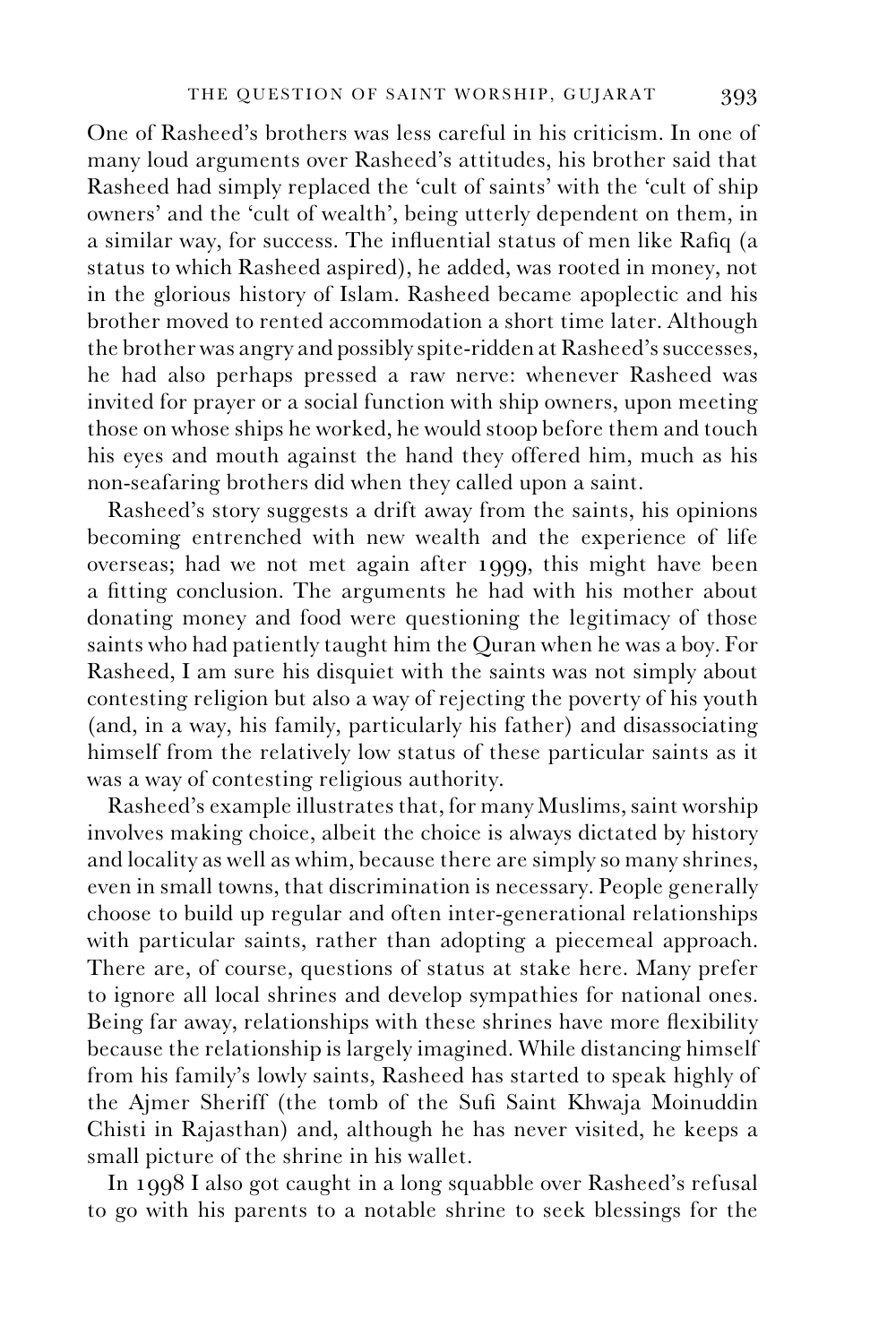One of Rasheed's brothers was less careful in his criticism. In one of many loud arguments over Rasheed's attitudes, his brother said that Rasheed had simply replaced the 'cult of saints' with the 'cult of ship owners' and the 'cult of wealth', being utterly dependent on them, in a similar way, for success. The influential status of men like Rafiq (a status to which Rasheed aspired), he added, was rooted in money, not in the glorious history of Islam. Rasheed became apoplectic and his brother moved to rented accommodation a short time later. Although the brother was angry and possibly spite-ridden at Rasheed's successes, he had also perhaps pressed a raw nerve: whenever Rasheed was invited for prayer or a social function with ship owners, upon meeting those on whose ships he worked, he would stoop before them and touch his eyes and mouth against the hand they offered him, much as his non-seafaring brothers did when they called upon a saint.

Rasheed's story suggests a drift away from the saints, his opinions becoming entrenched with new wealth and the experience of life overseas; had we not met again after 1999, this might have been a fitting conclusion. The arguments he had with his mother about donating money and food were questioning the legitimacy of those saints who had patiently taught him the Quran when he was a boy. For Rasheed, I am sure his disquiet with the saints was not simply about contesting religion but also a way of rejecting the poverty of his youth (and, in a way, his family, particularly his father) and disassociating himself from the relatively low status of these particular saints as it was a way of contesting religious authority.

Rasheed's example illustrates that, for many Muslims, saint worship involves making choice, albeit the choice is always dictated by history and locality as well as whim, because there are simply so many shrines, even in small towns, that discrimination is necessary. People generally choose to build up regular and often inter-generational relationships with particular saints, rather than adopting a piecemeal approach. There are, of course, questions of status at stake here. Many prefer to ignore all local shrines and develop sympathies for national ones. Being far away, relationships with these shrines have more flexibility because the relationship is largely imagined. While distancing himself from his family's lowly saints, Rasheed has started to speak highly of the Ajmer Sheriff (the tomb of the Sufi Saint Khwaja Moinuddin Chisti in Rajasthan) and, although he has never visited, he keeps a small picture of the shrine in his wallet.

In 1998 I also got caught in a long squabble over Rasheed's refusal to go with his parents to a notable shrine to seek blessings for the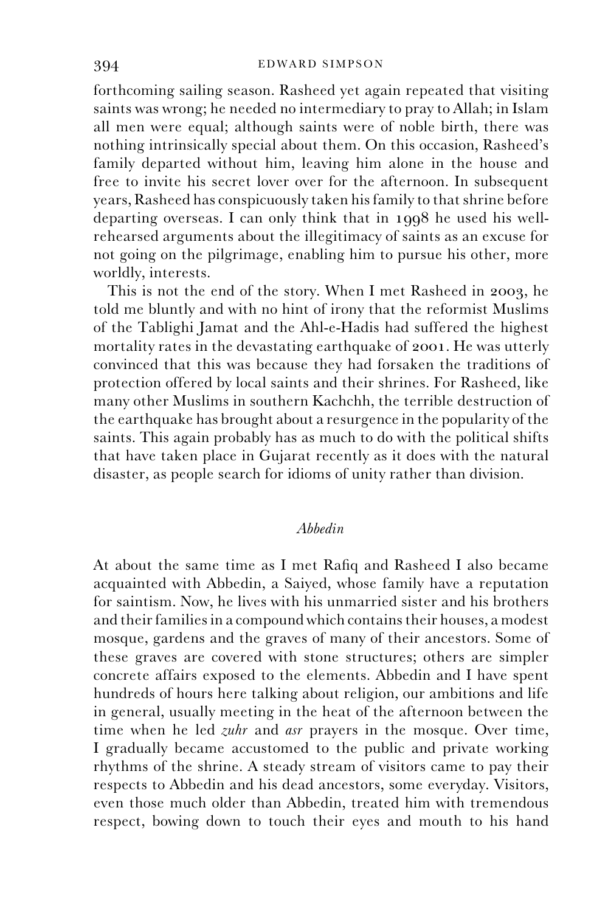forthcoming sailing season. Rasheed yet again repeated that visiting saints was wrong; he needed no intermediary to pray to Allah; in Islam all men were equal; although saints were of noble birth, there was nothing intrinsically special about them. On this occasion, Rasheed's family departed without him, leaving him alone in the house and free to invite his secret lover over for the afternoon. In subsequent years, Rasheed has conspicuously taken his family to that shrine before departing overseas. I can only think that in 1998 he used his well-rehearsed arguments about the illegitimacy of saints as an excuse for not going on the pilgrimage, enabling him to pursue his other, more worldly, interests.

This is not the end of the story. When I met Rasheed in 2003, he told me bluntly and with no hint of irony that the reformist Muslims of the Tablighi Jamat and the Ahl-e-Hadis had suffered the highest mortality rates in the devastating earthquake of 2001. He was utterly convinced that this was because they had forsaken the traditions of protection offered by local saints and their shrines. For Rasheed, like many other Muslims in southern Kachchh, the terrible destruction of the earthquake has brought about a resurgence in the popularity of the saints. This again probably has as much to do with the political shifts that have taken place in Gujarat recently as it does with the natural disaster, as people search for idioms of unity rather than division.

### *Abbedin*

At about the same time as I met Rafiq and Rasheed I also became acquainted with Abbedin, a Saiyed, whose family have a reputation for saintism. Now, he lives with his unmarried sister and his brothers and their families in a compound which contains their houses, a modest mosque, gardens and the graves of many of their ancestors. Some of these graves are covered with stone structures; others are simpler concrete affairs exposed to the elements. Abbedin and I have spent hundreds of hours here talking about religion, our ambitions and life in general, usually meeting in the heat of the afternoon between the time when he led *zuhr* and *asr* prayers in the mosque. Over time, I gradually became accustomed to the public and private working rhythms of the shrine. A steady stream of visitors came to pay their respects to Abbedin and his dead ancestors, some everyday. Visitors, even those much older than Abbedin, treated him with tremendous respect, bowing down to touch their eyes and mouth to his hand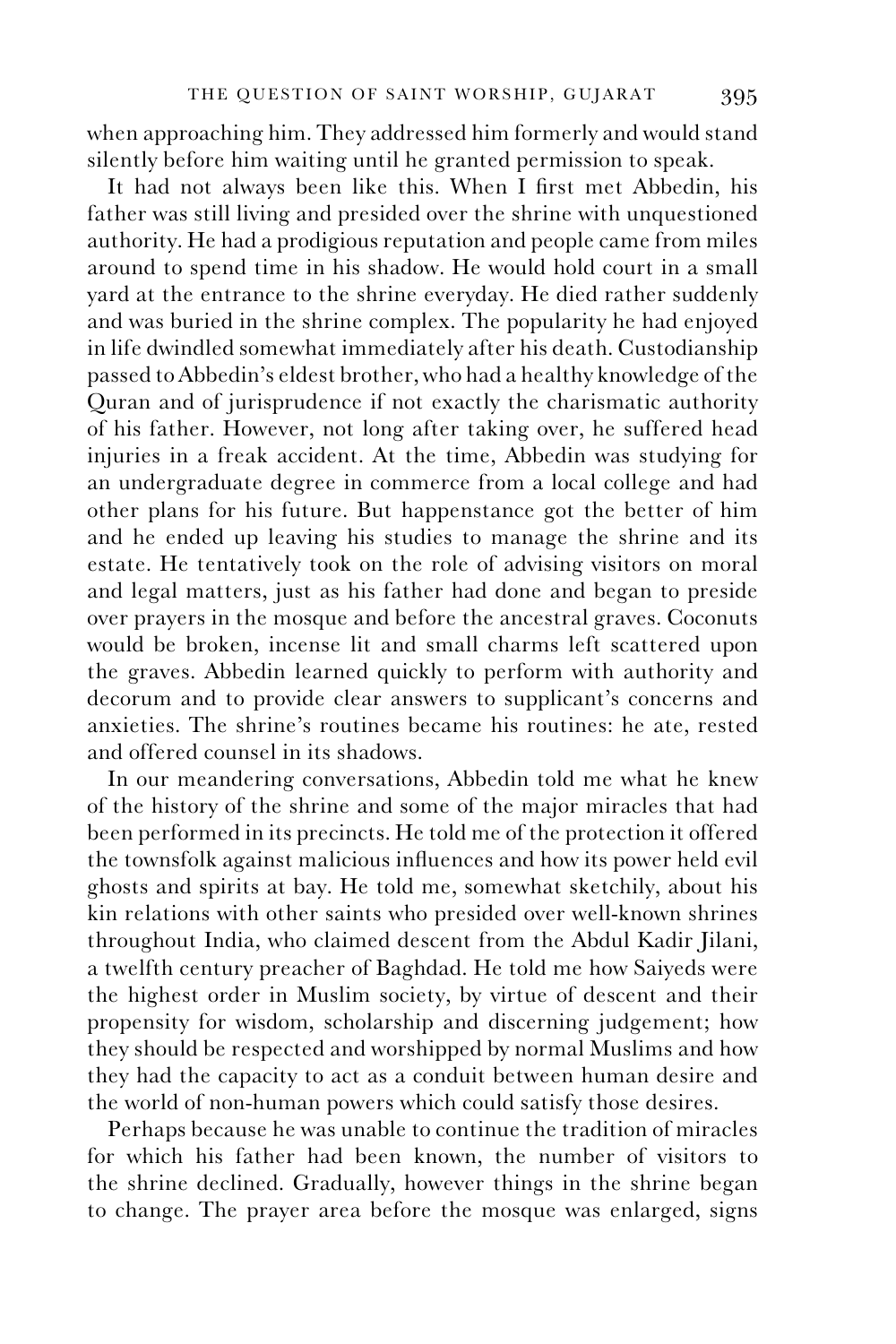when approaching him. They addressed him formerly and would stand silently before him waiting until he granted permission to speak.

It had not always been like this. When I first met Abbedin, his father was still living and presided over the shrine with unquestioned authority. He had a prodigious reputation and people came from miles around to spend time in his shadow. He would hold court in a small yard at the entrance to the shrine everyday. He died rather suddenly and was buried in the shrine complex. The popularity he had enjoyed in life dwindled somewhat immediately after his death. Custodianship passed to Abbedin's eldest brother, who had a healthy knowledge of the Quran and of jurisprudence if not exactly the charismatic authority of his father. However, not long after taking over, he suffered head injuries in a freak accident. At the time, Abbedin was studying for an undergraduate degree in commerce from a local college and had other plans for his future. But happenstance got the better of him and he ended up leaving his studies to manage the shrine and its estate. He tentatively took on the role of advising visitors on moral and legal matters, just as his father had done and began to preside over prayers in the mosque and before the ancestral graves. Coconuts would be broken, incense lit and small charms left scattered upon the graves. Abbedin learned quickly to perform with authority and decorum and to provide clear answers to supplicant's concerns and anxieties. The shrine's routines became his routines: he ate, rested and offered counsel in its shadows.

In our meandering conversations, Abbedin told me what he knew of the history of the shrine and some of the major miracles that had been performed in its precincts. He told me of the protection it offered the townsfolk against malicious influences and how its power held evil ghosts and spirits at bay. He told me, somewhat sketchily, about his kin relations with other saints who presided over well-known shrines throughout India, who claimed descent from the Abdul Kadir Jilani, a twelfth century preacher of Baghdad. He told me how Saiyeds were the highest order in Muslim society, by virtue of descent and their propensity for wisdom, scholarship and discerning judgement; how they should be respected and worshipped by normal Muslims and how they had the capacity to act as a conduit between human desire and the world of non-human powers which could satisfy those desires.

Perhaps because he was unable to continue the tradition of miracles for which his father had been known, the number of visitors to the shrine declined. Gradually, however things in the shrine began to change. The prayer area before the mosque was enlarged, signs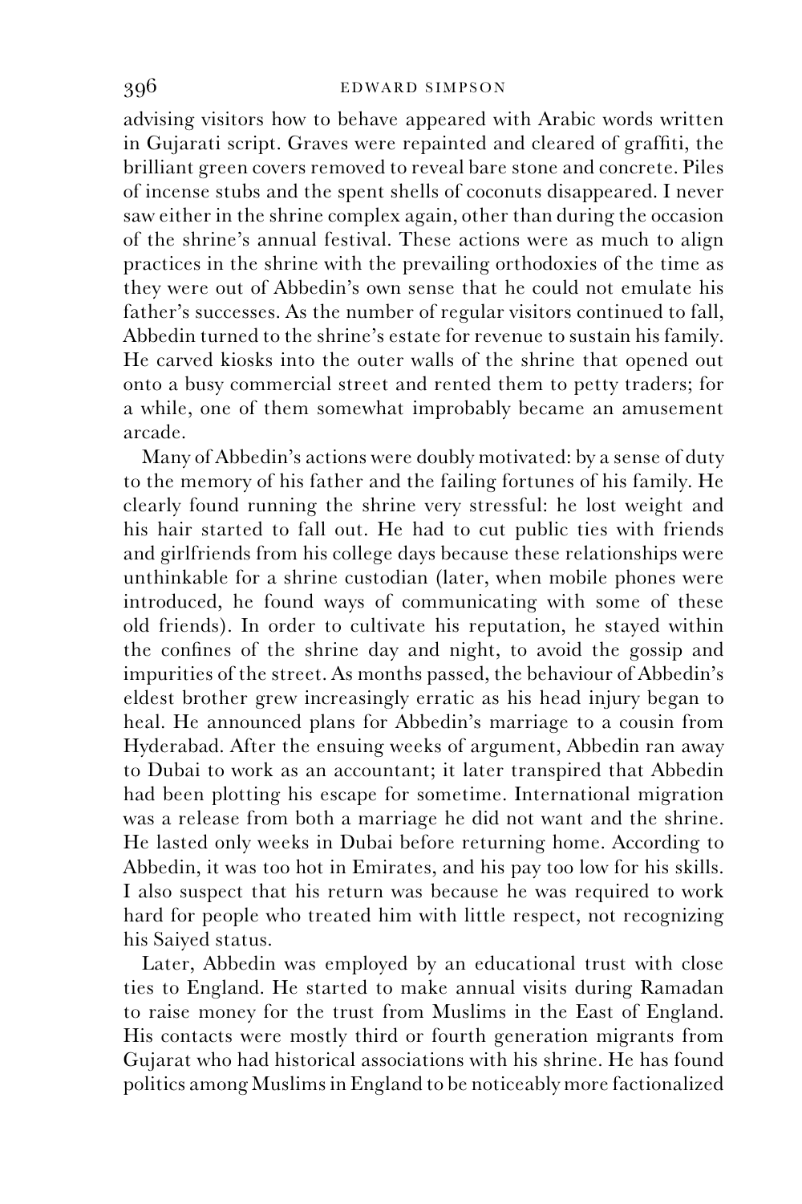advising visitors how to behave appeared with Arabic words written in Gujarati script. Graves were repainted and cleared of graffiti, the brilliant green covers removed to reveal bare stone and concrete. Piles of incense stubs and the spent shells of coconuts disappeared. I never saw either in the shrine complex again, other than during the occasion of the shrine's annual festival. These actions were as much to align practices in the shrine with the prevailing orthodoxies of the time as they were out of Abbedin's own sense that he could not emulate his father's successes. As the number of regular visitors continued to fall, Abbedin turned to the shrine's estate for revenue to sustain his family. He carved kiosks into the outer walls of the shrine that opened out onto a busy commercial street and rented them to petty traders; for a while, one of them somewhat improbably became an amusement arcade.

Many of Abbedin's actions were doubly motivated: by a sense of duty to the memory of his father and the failing fortunes of his family. He clearly found running the shrine very stressful: he lost weight and his hair started to fall out. He had to cut public ties with friends and girlfriends from his college days because these relationships were unthinkable for a shrine custodian (later, when mobile phones were introduced, he found ways of communicating with some of these old friends). In order to cultivate his reputation, he stayed within the confines of the shrine day and night, to avoid the gossip and impurities of the street. As months passed, the behaviour of Abbedin's eldest brother grew increasingly erratic as his head injury began to heal. He announced plans for Abbedin's marriage to a cousin from Hyderabad. After the ensuing weeks of argument, Abbedin ran away to Dubai to work as an accountant; it later transpired that Abbedin had been plotting his escape for sometime. International migration was a release from both a marriage he did not want and the shrine. He lasted only weeks in Dubai before returning home. According to Abbedin, it was too hot in Emirates, and his pay too low for his skills. I also suspect that his return was because he was required to work hard for people who treated him with little respect, not recognizing his Saiyed status.

Later, Abbedin was employed by an educational trust with close ties to England. He started to make annual visits during Ramadan to raise money for the trust from Muslims in the East of England. His contacts were mostly third or fourth generation migrants from Gujarat who had historical associations with his shrine. He has found politics among Muslims in England to be noticeably more factionalized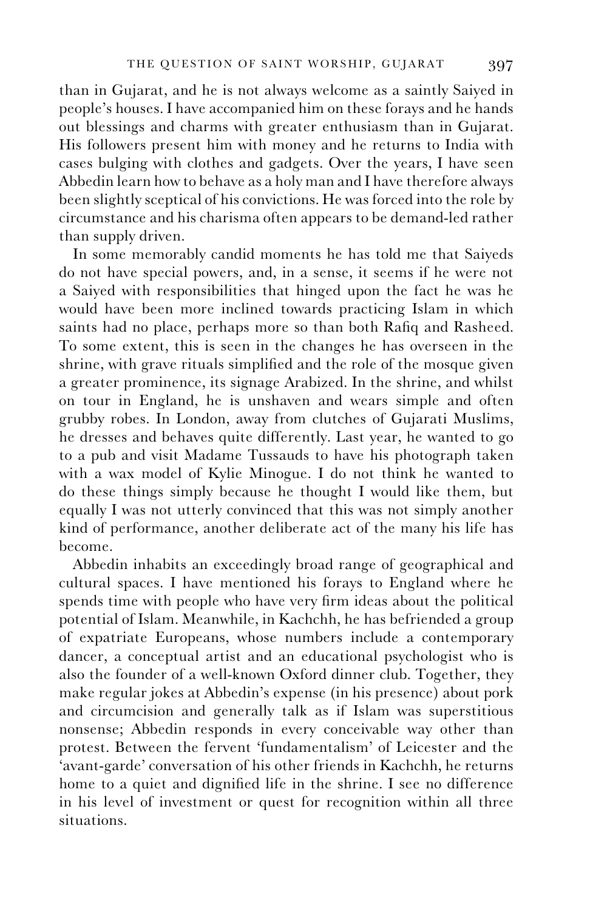than in Gujarat, and he is not always welcome as a saintly Saiyed in people's houses. I have accompanied him on these forays and he hands out blessings and charms with greater enthusiasm than in Gujarat. His followers present him with money and he returns to India with cases bulging with clothes and gadgets. Over the years, I have seen Abbedin learn how to behave as a holy man and I have therefore always been slightly sceptical of his convictions. He was forced into the role by circumstance and his charisma often appears to be demand-led rather than supply driven.

In some memorably candid moments he has told me that Saiyeds do not have special powers, and, in a sense, it seems if he were not a Saiyed with responsibilities that hinged upon the fact he was he would have been more inclined towards practicing Islam in which saints had no place, perhaps more so than both Rafiq and Rasheed. To some extent, this is seen in the changes he has overseen in the shrine, with grave rituals simplified and the role of the mosque given a greater prominence, its signage Arabized. In the shrine, and whilst on tour in England, he is unshaven and wears simple and often grubby robes. In London, away from clutches of Gujarati Muslims, he dresses and behaves quite differently. Last year, he wanted to go to a pub and visit Madame Tussauds to have his photograph taken with a wax model of Kylie Minogue. I do not think he wanted to do these things simply because he thought I would like them, but equally I was not utterly convinced that this was not simply another kind of performance, another deliberate act of the many his life has become.

Abbedin inhabits an exceedingly broad range of geographical and cultural spaces. I have mentioned his forays to England where he spends time with people who have very firm ideas about the political potential of Islam. Meanwhile, in Kachchh, he has befriended a group of expatriate Europeans, whose numbers include a contemporary dancer, a conceptual artist and an educational psychologist who is also the founder of a well-known Oxford dinner club. Together, they make regular jokes at Abbedin's expense (in his presence) about pork and circumcision and generally talk as if Islam was superstitious nonsense; Abbedin responds in every conceivable way other than protest. Between the fervent 'fundamentalism' of Leicester and the 'avant-garde' conversation of his other friends in Kachchh, he returns home to a quiet and dignified life in the shrine. I see no difference in his level of investment or quest for recognition within all three situations.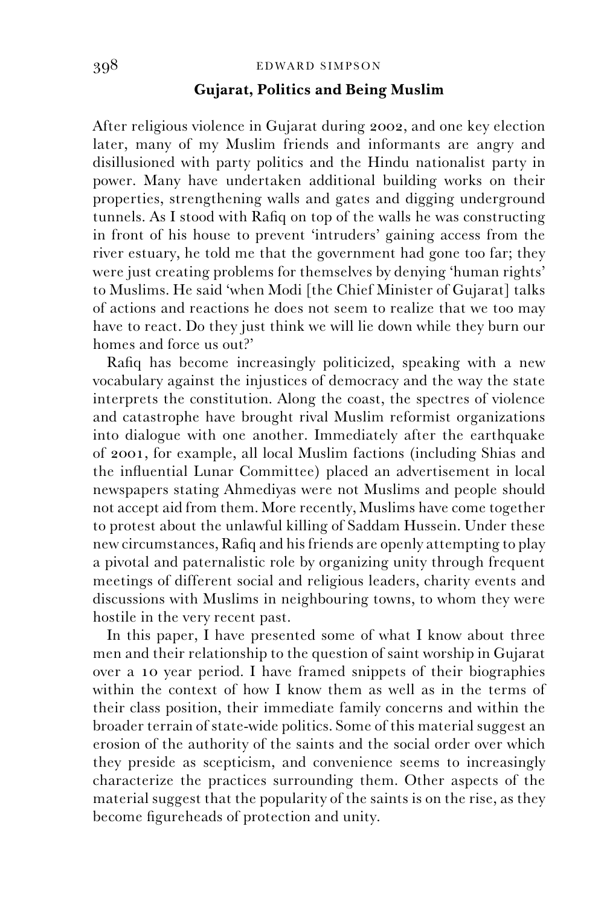## Gujarat, Politics and Being Muslim

After religious violence in Gujarat during 2002, and one key election later, many of my Muslim friends and informants are angry and disillusioned with party politics and the Hindu nationalist party in power. Many have undertaken additional building works on their properties, strengthening walls and gates and digging underground tunnels. As I stood with Rafiq on top of the walls he was constructing in front of his house to prevent 'intruders' gaining access from the river estuary, he told me that the government had gone too far; they were just creating problems for themselves by denying 'human rights' to Muslims. He said 'when Modi [the Chief Minister of Gujarat] talks of actions and reactions he does not seem to realize that we too may have to react. Do they just think we will lie down while they burn our homes and force us out?'

Rafiq has become increasingly politicized, speaking with a new vocabulary against the injustices of democracy and the way the state interprets the constitution. Along the coast, the spectres of violence and catastrophe have brought rival Muslim reformist organizations into dialogue with one another. Immediately after the earthquake of 2001, for example, all local Muslim factions (including Shias and the influential Lunar Committee) placed an advertisement in local newspapers stating Ahmediyas were not Muslims and people should not accept aid from them. More recently, Muslims have come together to protest about the unlawful killing of Saddam Hussein. Under these new circumstances, Rafiq and his friends are openly attempting to play a pivotal and paternalistic role by organizing unity through frequent meetings of different social and religious leaders, charity events and discussions with Muslims in neighbouring towns, to whom they were hostile in the very recent past.

In this paper, I have presented some of what I know about three men and their relationship to the question of saint worship in Gujarat over a 10 year period. I have framed snippets of their biographies within the context of how I know them as well as in the terms of their class position, their immediate family concerns and within the broader terrain of state-wide politics. Some of this material suggest an erosion of the authority of the saints and the social order over which they preside as scepticism, and convenience seems to increasingly characterize the practices surrounding them. Other aspects of the material suggest that the popularity of the saints is on the rise, as they become figureheads of protection and unity.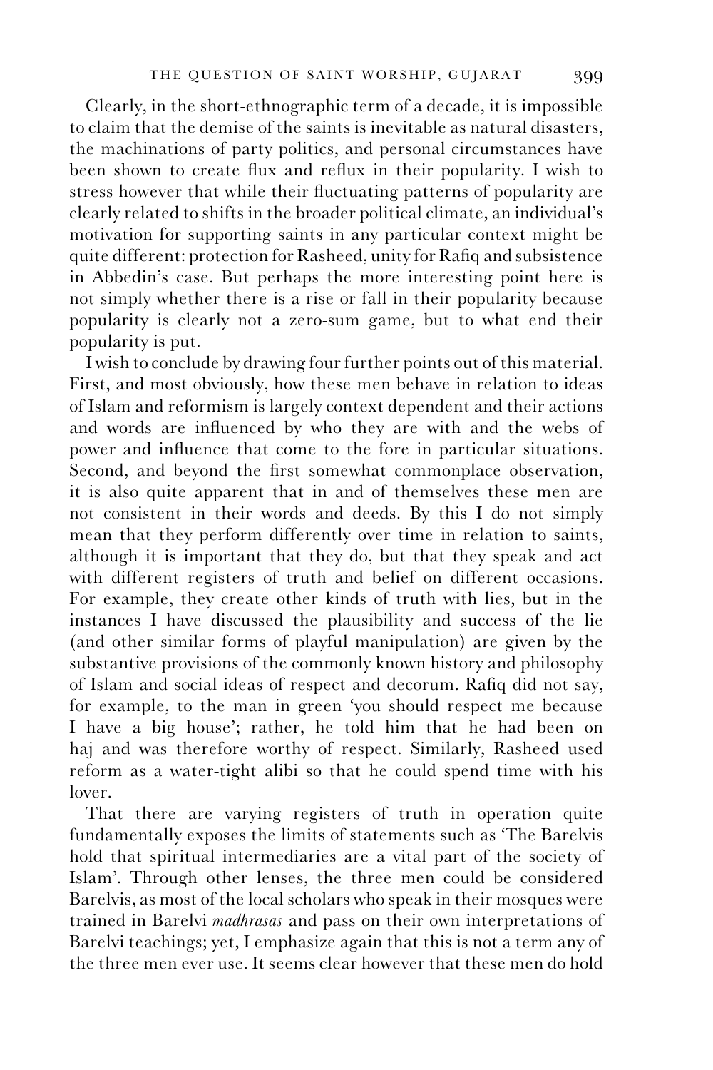Clearly, in the short-ethnographic term of a decade, it is impossible to claim that the demise of the saints is inevitable as natural disasters, the machinations of party politics, and personal circumstances have been shown to create flux and reflux in their popularity. I wish to stress however that while their fluctuating patterns of popularity are clearly related to shifts in the broader political climate, an individual's motivation for supporting saints in any particular context might be quite different: protection for Rasheed, unity for Rafiq and subsistence in Abbedin's case. But perhaps the more interesting point here is not simply whether there is a rise or fall in their popularity because popularity is clearly not a zero-sum game, but to what end their popularity is put.

I wish to conclude by drawing four further points out of this material. First, and most obviously, how these men behave in relation to ideas of Islam and reformism is largely context dependent and their actions and words are influenced by who they are with and the webs of power and influence that come to the fore in particular situations. Second, and beyond the first somewhat commonplace observation, it is also quite apparent that in and of themselves these men are not consistent in their words and deeds. By this I do not simply mean that they perform differently over time in relation to saints, although it is important that they do, but that they speak and act with different registers of truth and belief on different occasions. For example, they create other kinds of truth with lies, but in the instances I have discussed the plausibility and success of the lie (and other similar forms of playful manipulation) are given by the substantive provisions of the commonly known history and philosophy of Islam and social ideas of respect and decorum. Rafiq did not say, for example, to the man in green 'you should respect me because I have a big house'; rather, he told him that he had been on haj and was therefore worthy of respect. Similarly, Rasheed used reform as a water-tight alibi so that he could spend time with his lover.

That there are varying registers of truth in operation quite fundamentally exposes the limits of statements such as 'The Barelvis hold that spiritual intermediaries are a vital part of the society of Islam'. Through other lenses, the three men could be considered Barelvis, as most of the local scholars who speak in their mosques were trained in Barelvi *madhrasas* and pass on their own interpretations of Barelvi teachings; yet, I emphasize again that this is not a term any of the three men ever use. It seems clear however that these men do hold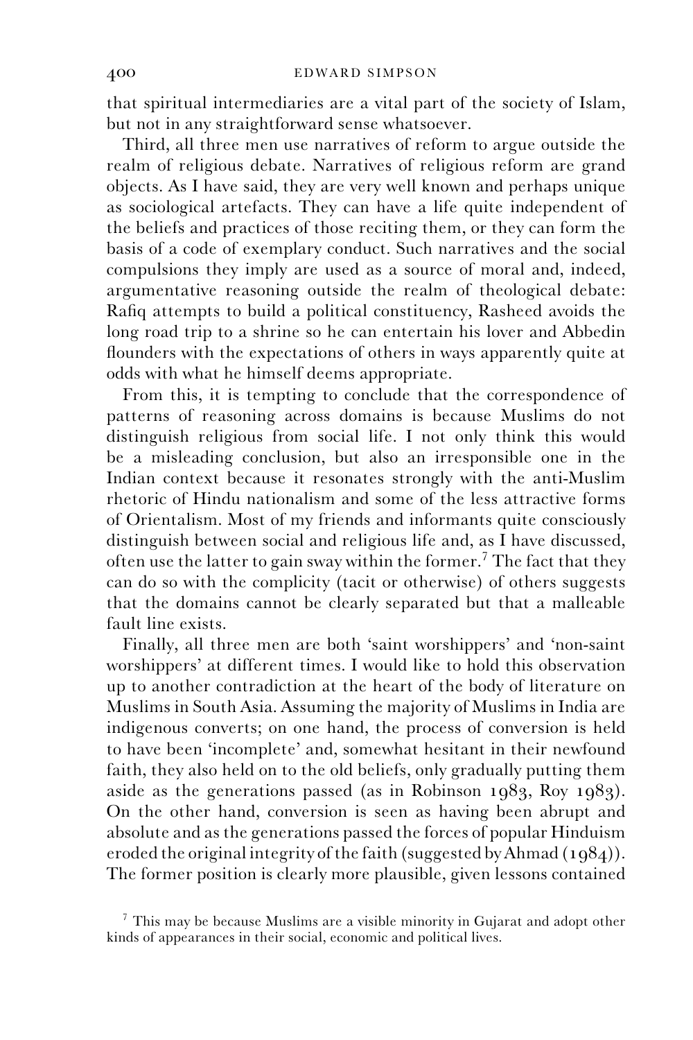that spiritual intermediaries are a vital part of the society of Islam, but not in any straightforward sense whatsoever.

Third, all three men use narratives of reform to argue outside the realm of religious debate. Narratives of religious reform are grand objects. As I have said, they are very well known and perhaps unique as sociological artefacts. They can have a life quite independent of the beliefs and practices of those reciting them, or they can form the basis of a code of exemplary conduct. Such narratives and the social compulsions they imply are used as a source of moral and, indeed, argumentative reasoning outside the realm of theological debate: Rafiq attempts to build a political constituency, Rasheed avoids the long road trip to a shrine so he can entertain his lover and Abbedin flounders with the expectations of others in ways apparently quite at odds with what he himself deems appropriate.

From this, it is tempting to conclude that the correspondence of patterns of reasoning across domains is because Muslims do not distinguish religious from social life. I not only think this would be a misleading conclusion, but also an irresponsible one in the Indian context because it resonates strongly with the anti-Muslim rhetoric of Hindu nationalism and some of the less attractive forms of Orientalism. Most of my friends and informants quite consciously distinguish between social and religious life and, as I have discussed, often use the latter to gain sway within the former.[7] The fact that they can do so with the complicity (tacit or otherwise) of others suggests that the domains cannot be clearly separated but that a malleable fault line exists.

Finally, all three men are both 'saint worshippers' and 'non-saint worshippers' at different times. I would like to hold this observation up to another contradiction at the heart of the body of literature on Muslims in South Asia. Assuming the majority of Muslims in India are indigenous converts; on one hand, the process of conversion is held to have been 'incomplete' and, somewhat hesitant in their newfound faith, they also held on to the old beliefs, only gradually putting them aside as the generations passed (as in Robinson 1983, Roy 1983). On the other hand, conversion is seen as having been abrupt and absolute and as the generations passed the forces of popular Hinduism eroded the original integrity of the faith (suggested by Ahmad (1984)). The former position is clearly more plausible, given lessons contained

[7] This may be because Muslims are a visible minority in Gujarat and adopt other kinds of appearances in their social, economic and political lives.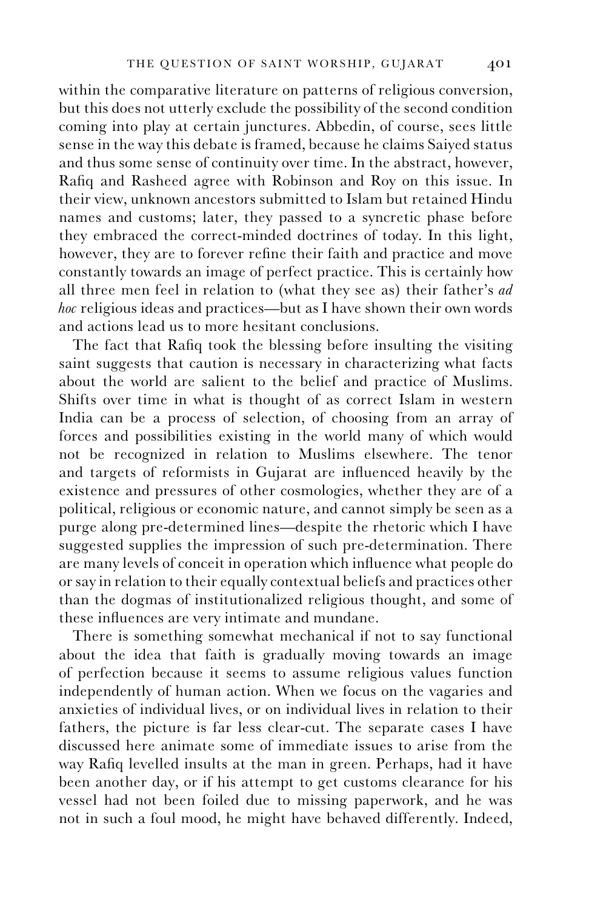within the comparative literature on patterns of religious conversion, but this does not utterly exclude the possibility of the second condition coming into play at certain junctures. Abbedin, of course, sees little sense in the way this debate is framed, because he claims Saiyed status and thus some sense of continuity over time. In the abstract, however, Rafiq and Rasheed agree with Robinson and Roy on this issue. In their view, unknown ancestors submitted to Islam but retained Hindu names and customs; later, they passed to a syncretic phase before they embraced the correct-minded doctrines of today. In this light, however, they are to forever refine their faith and practice and move constantly towards an image of perfect practice. This is certainly how all three men feel in relation to (what they see as) their father's *ad hoc* religious ideas and practices—but as I have shown their own words and actions lead us to more hesitant conclusions.

The fact that Rafiq took the blessing before insulting the visiting saint suggests that caution is necessary in characterizing what facts about the world are salient to the belief and practice of Muslims. Shifts over time in what is thought of as correct Islam in western India can be a process of selection, of choosing from an array of forces and possibilities existing in the world many of which would not be recognized in relation to Muslims elsewhere. The tenor and targets of reformists in Gujarat are influenced heavily by the existence and pressures of other cosmologies, whether they are of a political, religious or economic nature, and cannot simply be seen as a purge along pre-determined lines—despite the rhetoric which I have suggested supplies the impression of such pre-determination. There are many levels of conceit in operation which influence what people do or say in relation to their equally contextual beliefs and practices other than the dogmas of institutionalized religious thought, and some of these influences are very intimate and mundane.

There is something somewhat mechanical if not to say functional about the idea that faith is gradually moving towards an image of perfection because it seems to assume religious values function independently of human action. When we focus on the vagaries and anxieties of individual lives, or on individual lives in relation to their fathers, the picture is far less clear-cut. The separate cases I have discussed here animate some of immediate issues to arise from the way Rafiq levelled insults at the man in green. Perhaps, had it have been another day, or if his attempt to get customs clearance for his vessel had not been foiled due to missing paperwork, and he was not in such a foul mood, he might have behaved differently. Indeed,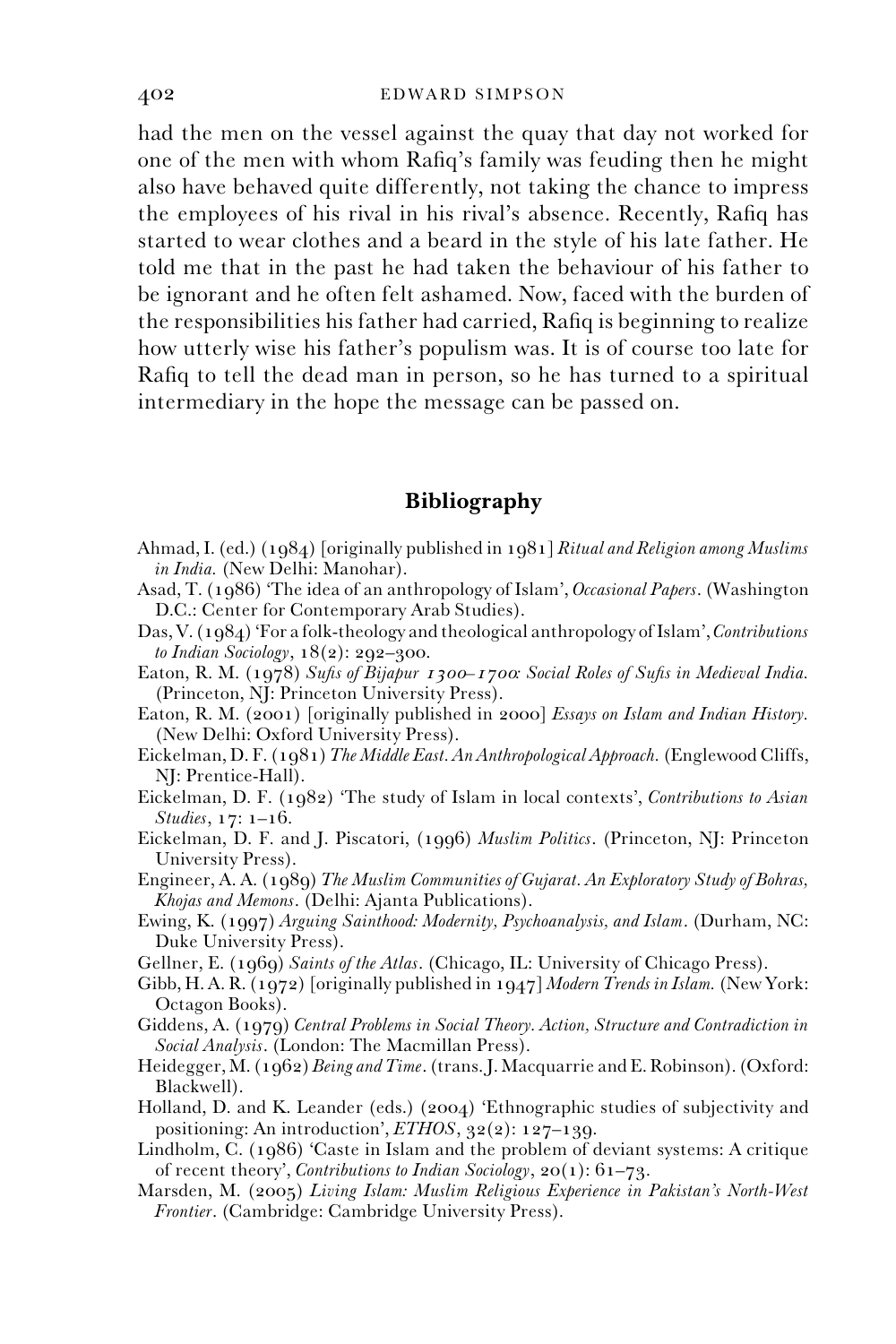had the men on the vessel against the quay that day not worked for one of the men with whom Rafiq's family was feuding then he might also have behaved quite differently, not taking the chance to impress the employees of his rival in his rival's absence. Recently, Rafiq has started to wear clothes and a beard in the style of his late father. He told me that in the past he had taken the behaviour of his father to be ignorant and he often felt ashamed. Now, faced with the burden of the responsibilities his father had carried, Rafiq is beginning to realize how utterly wise his father's populism was. It is of course too late for Rafiq to tell the dead man in person, so he has turned to a spiritual intermediary in the hope the message can be passed on.

## Bibliography

Ahmad, I. (ed.) (1984) [originally published in 1981] *Ritual and Religion among Muslims in India.* (New Delhi: Manohar).

Asad, T. (1986) 'The idea of an anthropology of Islam', *Occasional Papers*. (Washington D.C.: Center for Contemporary Arab Studies).

Das, V. (1984) 'For a folk-theology and theological anthropology of Islam', *Contributions to Indian Sociology*, 18(2): 292–300.

Eaton, R. M. (1978) *Sufis of Bijapur 1300–1700: Social Roles of Sufis in Medieval India.* (Princeton, NJ: Princeton University Press).

Eaton, R. M. (2001) [originally published in 2000] *Essays on Islam and Indian History.* (New Delhi: Oxford University Press).

Eickelman, D. F. (1981) *The Middle East. An Anthropological Approach.* (Englewood Cliffs, NJ: Prentice-Hall).

Eickelman, D. F. (1982) 'The study of Islam in local contexts', *Contributions to Asian Studies*, 17: 1–16.

Eickelman, D. F. and J. Piscatori, (1996) *Muslim Politics*. (Princeton, NJ: Princeton University Press).

Engineer, A. A. (1989) *The Muslim Communities of Gujarat. An Exploratory Study of Bohras, Khojas and Memons*. (Delhi: Ajanta Publications).

Ewing, K. (1997) *Arguing Sainthood: Modernity, Psychoanalysis, and Islam*. (Durham, NC: Duke University Press).

Gellner, E. (1969) *Saints of the Atlas*. (Chicago, IL: University of Chicago Press).

Gibb, H. A. R. (1972) [originally published in 1947] *Modern Trends in Islam.* (New York: Octagon Books).

Giddens, A. (1979) *Central Problems in Social Theory. Action, Structure and Contradiction in Social Analysis*. (London: The Macmillan Press).

Heidegger, M. (1962) *Being and Time*. (trans. J. Macquarrie and E. Robinson). (Oxford: Blackwell).

Holland, D. and K. Leander (eds.) (2004) 'Ethnographic studies of subjectivity and positioning: An introduction', *ETHOS*, 32(2): 127–139.

Lindholm, C. (1986) 'Caste in Islam and the problem of deviant systems: A critique of recent theory', *Contributions to Indian Sociology*, 20(1): 61–73.

Marsden, M. (2005) *Living Islam: Muslim Religious Experience in Pakistan's North-West Frontier*. (Cambridge: Cambridge University Press).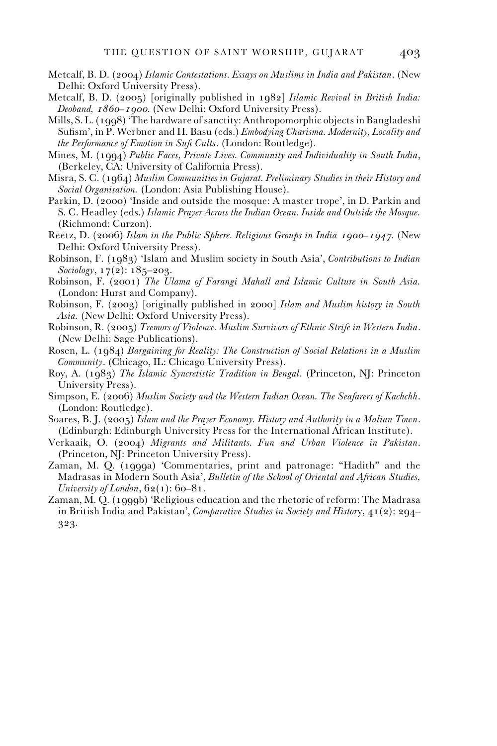Metcalf, B. D. (2004) *Islamic Contestations. Essays on Muslims in India and Pakistan*. (New Delhi: Oxford University Press).

Metcalf, B. D. (2005) [originally published in 1982] *Islamic Revival in British India: Deoband, 1860–1900.* (New Delhi: Oxford University Press).

Mills, S. L. (1998) 'The hardware of sanctity: Anthropomorphic objects in Bangladeshi Sufism', in P. Werbner and H. Basu (eds.) *Embodying Charisma. Modernity, Locality and the Performance of Emotion in Sufi Cults*. (London: Routledge).

Mines, M. (1994) *Public Faces, Private Lives. Community and Individuality in South India*, (Berkeley, CA: University of California Press).

Misra, S. C. (1964) *Muslim Communities in Gujarat. Preliminary Studies in their History and Social Organisation.* (London: Asia Publishing House).

Parkin, D. (2000) 'Inside and outside the mosque: A master trope', in D. Parkin and S. C. Headley (eds.) *Islamic Prayer Across the Indian Ocean. Inside and Outside the Mosque.* (Richmond: Curzon).

Reetz, D. (2006) *Islam in the Public Sphere. Religious Groups in India 1900–1947.* (New Delhi: Oxford University Press).

Robinson, F. (1983) 'Islam and Muslim society in South Asia', *Contributions to Indian Sociology*, 17(2): 185–203.

Robinson, F. (2001) *The Ulama of Farangi Mahall and Islamic Culture in South Asia.* (London: Hurst and Company).

Robinson, F. (2003) [originally published in 2000] *Islam and Muslim history in South Asia.* (New Delhi: Oxford University Press).

Robinson, R. (2005) *Tremors of Violence. Muslim Survivors of Ethnic Strife in Western India*. (New Delhi: Sage Publications).

Rosen, L. (1984) *Bargaining for Reality: The Construction of Social Relations in a Muslim Community*. (Chicago, IL: Chicago University Press).

Roy, A. (1983) *The Islamic Syncretistic Tradition in Bengal.* (Princeton, NJ: Princeton University Press).

Simpson, E. (2006) *Muslim Society and the Western Indian Ocean. The Seafarers of Kachchh*. (London: Routledge).

Soares, B. J. (2005) *Islam and the Prayer Economy. History and Authority in a Malian Town*. (Edinburgh: Edinburgh University Press for the International African Institute).

Verkaaik, O. (2004) *Migrants and Militants. Fun and Urban Violence in Pakistan*. (Princeton, NJ: Princeton University Press).

Zaman, M. Q. (1999a) 'Commentaries, print and patronage: "Hadith" and the Madrasas in Modern South Asia', *Bulletin of the School of Oriental and African Studies, University of London*, 62(1): 60–81.

Zaman, M. Q. (1999b) 'Religious education and the rhetoric of reform: The Madrasa in British India and Pakistan', *Comparative Studies in Society and History*, 41(2): 294–323.